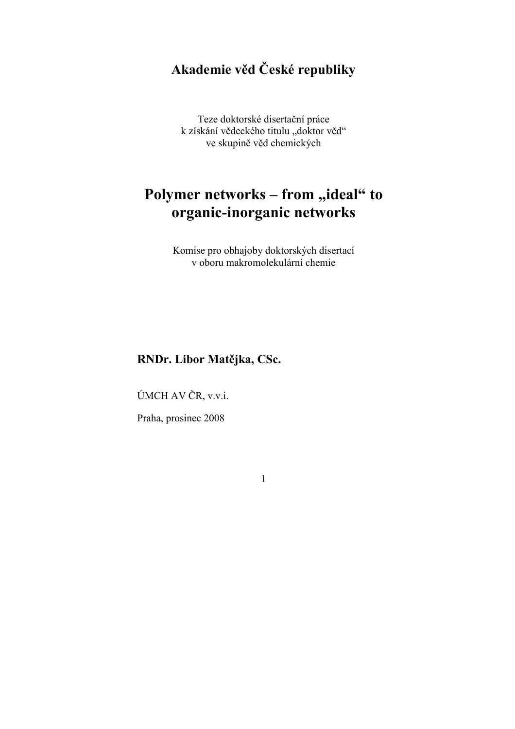# Akademie věd České republiky

Teze doktorské disertační práce
k získání vědeckého titulu „doktor věd"
ve skupině věd chemických

# Polymer networks – from „ideal" to organic-inorganic networks

Komise pro obhajoby doktorských disertací
v oboru makromolekulární chemie

**RNDr. Libor Matějka, CSc.**

ÚMCH AV ČR, v.v.i.

Praha, prosinec 2008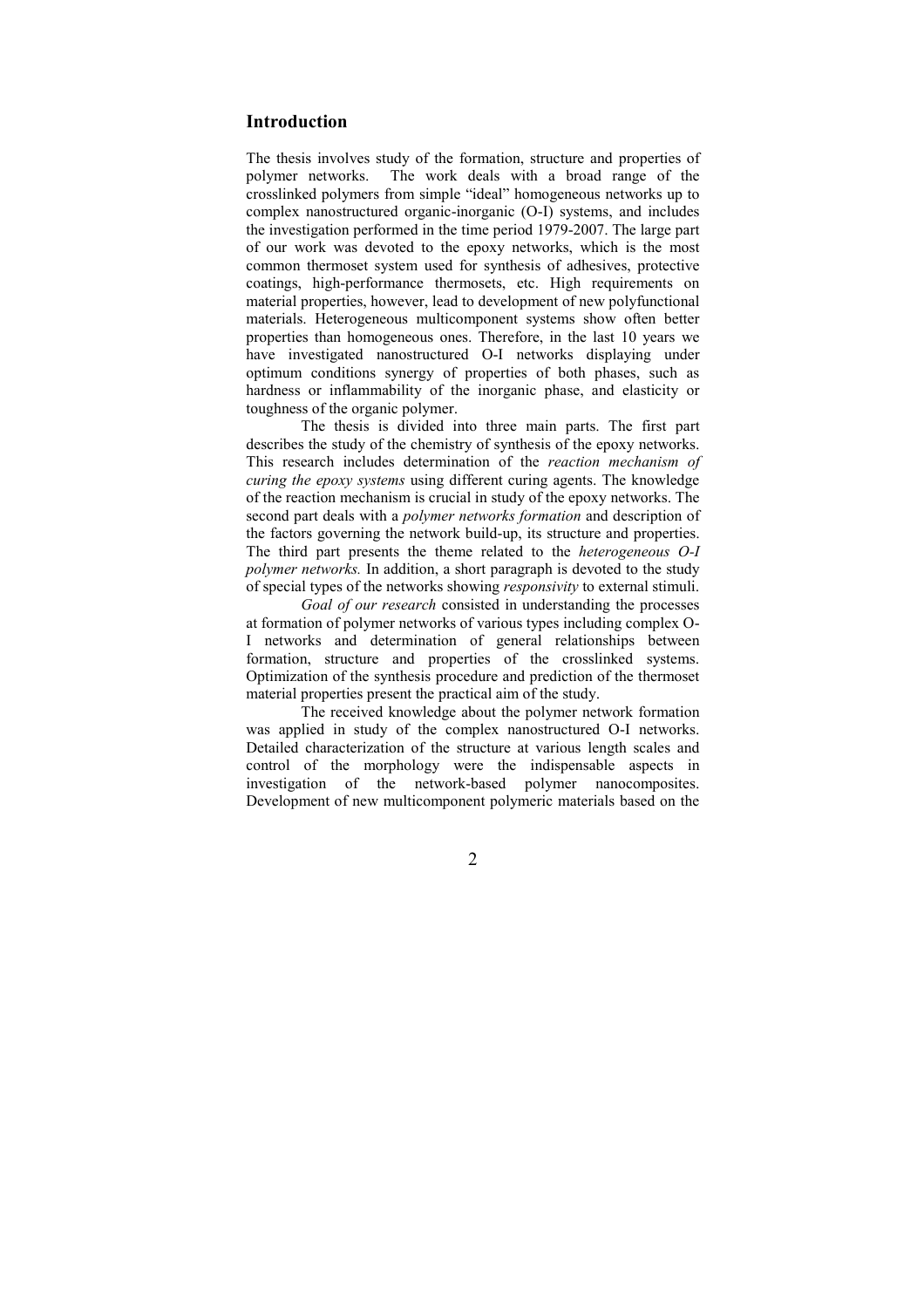## Introduction

The thesis involves study of the formation, structure and properties of polymer networks. The work deals with a broad range of the crosslinked polymers from simple "ideal" homogeneous networks up to complex nanostructured organic-inorganic (O-I) systems, and includes the investigation performed in the time period 1979-2007. The large part of our work was devoted to the epoxy networks, which is the most common thermoset system used for synthesis of adhesives, protective coatings, high-performance thermosets, etc. High requirements on material properties, however, lead to development of new polyfunctional materials. Heterogeneous multicomponent systems show often better properties than homogeneous ones. Therefore, in the last 10 years we have investigated nanostructured O-I networks displaying under optimum conditions synergy of properties of both phases, such as hardness or inflammability of the inorganic phase, and elasticity or toughness of the organic polymer.

The thesis is divided into three main parts. The first part describes the study of the chemistry of synthesis of the epoxy networks. This research includes determination of the *reaction mechanism of curing the epoxy systems* using different curing agents. The knowledge of the reaction mechanism is crucial in study of the epoxy networks. The second part deals with a *polymer networks formation* and description of the factors governing the network build-up, its structure and properties. The third part presents the theme related to the *heterogeneous O-I polymer networks.* In addition, a short paragraph is devoted to the study of special types of the networks showing *responsivity* to external stimuli.

*Goal of our research* consisted in understanding the processes at formation of polymer networks of various types including complex O-I networks and determination of general relationships between formation, structure and properties of the crosslinked systems. Optimization of the synthesis procedure and prediction of the thermoset material properties present the practical aim of the study.

The received knowledge about the polymer network formation was applied in study of the complex nanostructured O-I networks. Detailed characterization of the structure at various length scales and control of the morphology were the indispensable aspects in investigation of the network-based polymer nanocomposites. Development of new multicomponent polymeric materials based on the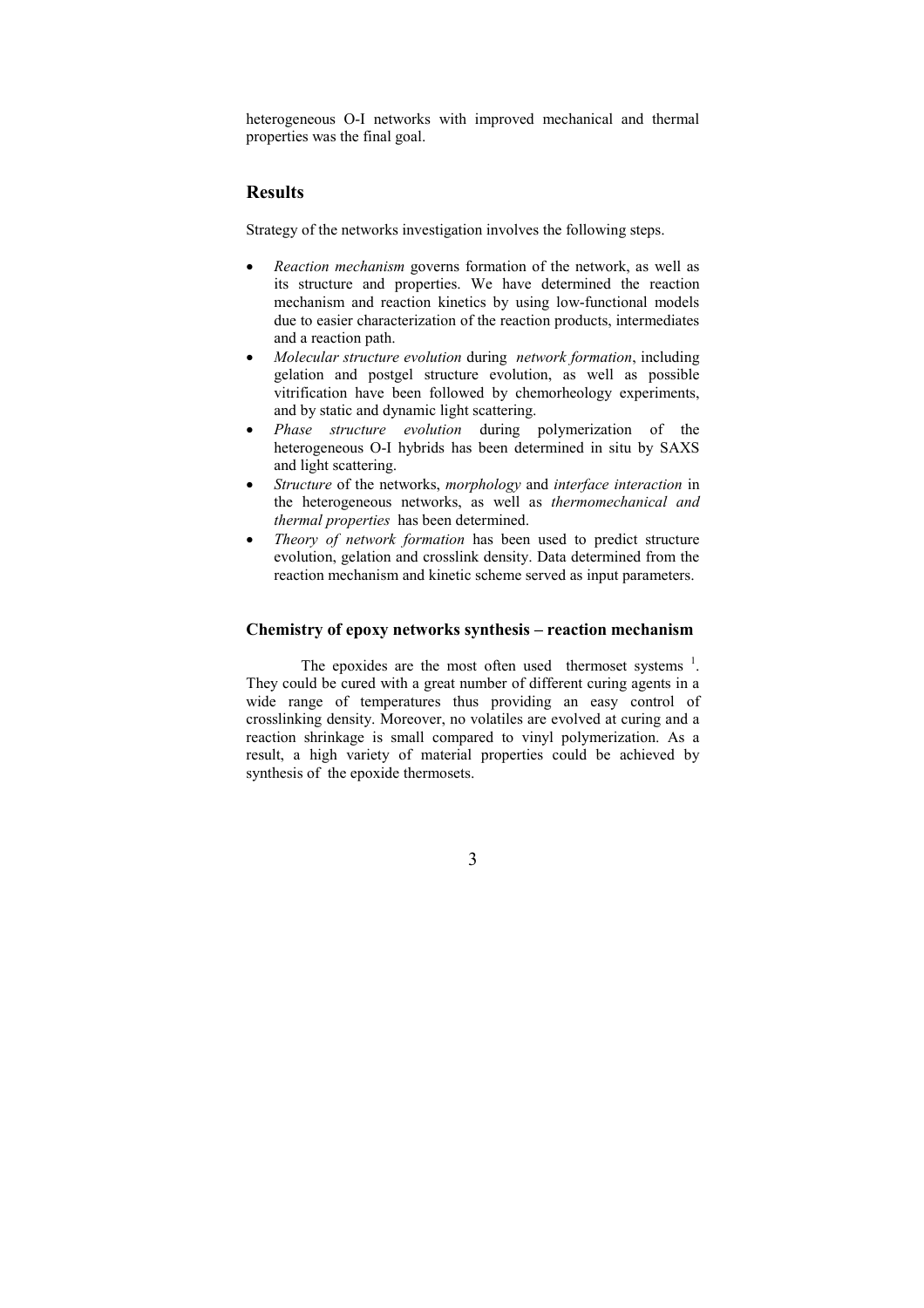heterogeneous O-I networks with improved mechanical and thermal properties was the final goal.

## Results

Strategy of the networks investigation involves the following steps.

- *Reaction mechanism* governs formation of the network, as well as its structure and properties. We have determined the reaction mechanism and reaction kinetics by using low-functional models due to easier characterization of the reaction products, intermediates and a reaction path.
- *Molecular structure evolution* during *network formation*, including gelation and postgel structure evolution, as well as possible vitrification have been followed by chemorheology experiments, and by static and dynamic light scattering.
- *Phase structure evolution* during polymerization of the heterogeneous O-I hybrids has been determined in situ by SAXS and light scattering.
- *Structure* of the networks, *morphology* and *interface interaction* in the heterogeneous networks, as well as *thermomechanical and thermal properties* has been determined.
- *Theory of network formation* has been used to predict structure evolution, gelation and crosslink density. Data determined from the reaction mechanism and kinetic scheme served as input parameters.

### Chemistry of epoxy networks synthesis – reaction mechanism

The epoxides are the most often used thermoset systems [1]. They could be cured with a great number of different curing agents in a wide range of temperatures thus providing an easy control of crosslinking density. Moreover, no volatiles are evolved at curing and a reaction shrinkage is small compared to vinyl polymerization. As a result, a high variety of material properties could be achieved by synthesis of the epoxide thermosets.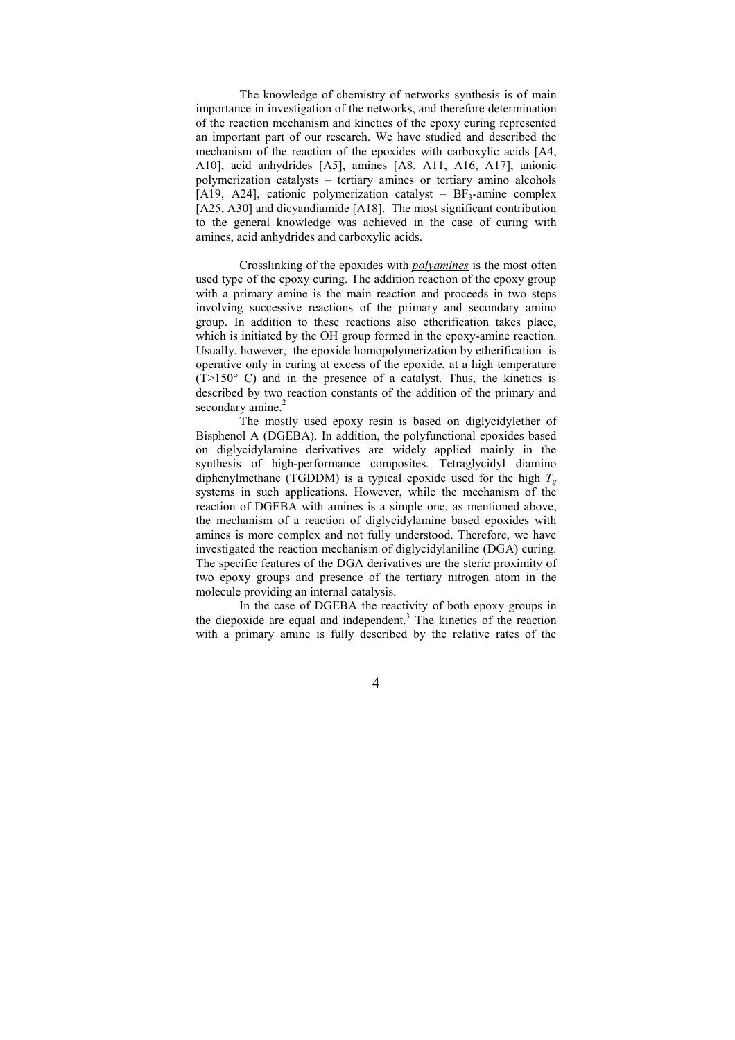The knowledge of chemistry of networks synthesis is of main importance in investigation of the networks, and therefore determination of the reaction mechanism and kinetics of the epoxy curing represented an important part of our research. We have studied and described the mechanism of the reaction of the epoxides with carboxylic acids [A4, A10], acid anhydrides [A5], amines [A8, A11, A16, A17], anionic polymerization catalysts – tertiary amines or tertiary amino alcohols [A19, A24], cationic polymerization catalyst – $BF_3$-amine complex [A25, A30] and dicyandiamide [A18]. The most significant contribution to the general knowledge was achieved in the case of curing with amines, acid anhydrides and carboxylic acids.

Crosslinking of the epoxides with ***polyamines*** is the most often used type of the epoxy curing. The addition reaction of the epoxy group with a primary amine is the main reaction and proceeds in two steps involving successive reactions of the primary and secondary amino group. In addition to these reactions also etherification takes place, which is initiated by the OH group formed in the epoxy-amine reaction. Usually, however, the epoxide homopolymerization by etherification is operative only in curing at excess of the epoxide, at a high temperature (T>150° C) and in the presence of a catalyst. Thus, the kinetics is described by two reaction constants of the addition of the primary and secondary amine.[2]

The mostly used epoxy resin is based on diglycidylether of Bisphenol A (DGEBA). In addition, the polyfunctional epoxides based on diglycidylamine derivatives are widely applied mainly in the synthesis of high-performance composites. Tetraglycidyl diamino diphenylmethane (TGDDM) is a typical epoxide used for the high $T_g$ systems in such applications. However, while the mechanism of the reaction of DGEBA with amines is a simple one, as mentioned above, the mechanism of a reaction of diglycidylamine based epoxides with amines is more complex and not fully understood. Therefore, we have investigated the reaction mechanism of diglycidylaniline (DGA) curing. The specific features of the DGA derivatives are the steric proximity of two epoxy groups and presence of the tertiary nitrogen atom in the molecule providing an internal catalysis.

In the case of DGEBA the reactivity of both epoxy groups in the diepoxide are equal and independent.[3] The kinetics of the reaction with a primary amine is fully described by the relative rates of the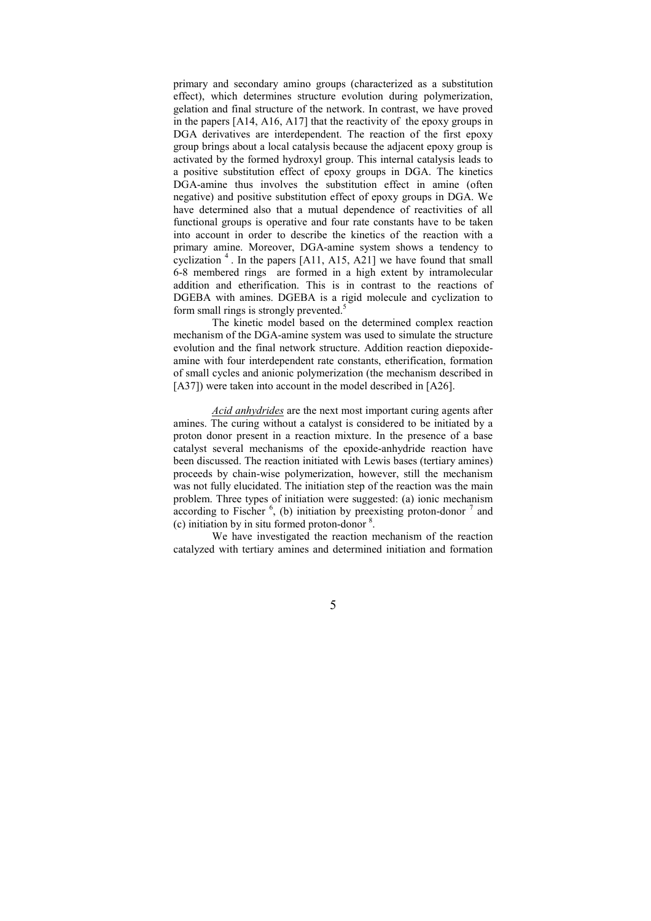primary and secondary amino groups (characterized as a substitution effect), which determines structure evolution during polymerization, gelation and final structure of the network. In contrast, we have proved in the papers [A14, A16, A17] that the reactivity of the epoxy groups in DGA derivatives are interdependent. The reaction of the first epoxy group brings about a local catalysis because the adjacent epoxy group is activated by the formed hydroxyl group. This internal catalysis leads to a positive substitution effect of epoxy groups in DGA. The kinetics DGA-amine thus involves the substitution effect in amine (often negative) and positive substitution effect of epoxy groups in DGA. We have determined also that a mutual dependence of reactivities of all functional groups is operative and four rate constants have to be taken into account in order to describe the kinetics of the reaction with a primary amine. Moreover, DGA-amine system shows a tendency to cyclization [4]. In the papers [A11, A15, A21] we have found that small 6-8 membered rings are formed in a high extent by intramolecular addition and etherification. This is in contrast to the reactions of DGEBA with amines. DGEBA is a rigid molecule and cyclization to form small rings is strongly prevented.[5]

The kinetic model based on the determined complex reaction mechanism of the DGA-amine system was used to simulate the structure evolution and the final network structure. Addition reaction diepoxide-amine with four interdependent rate constants, etherification, formation of small cycles and anionic polymerization (the mechanism described in [A37]) were taken into account in the model described in [A26].

*Acid anhydrides* are the next most important curing agents after amines. The curing without a catalyst is considered to be initiated by a proton donor present in a reaction mixture. In the presence of a base catalyst several mechanisms of the epoxide-anhydride reaction have been discussed. The reaction initiated with Lewis bases (tertiary amines) proceeds by chain-wise polymerization, however, still the mechanism was not fully elucidated. The initiation step of the reaction was the main problem. Three types of initiation were suggested: (a) ionic mechanism according to Fischer [6], (b) initiation by preexisting proton-donor [7] and (c) initiation by in situ formed proton-donor [8].

We have investigated the reaction mechanism of the reaction catalyzed with tertiary amines and determined initiation and formation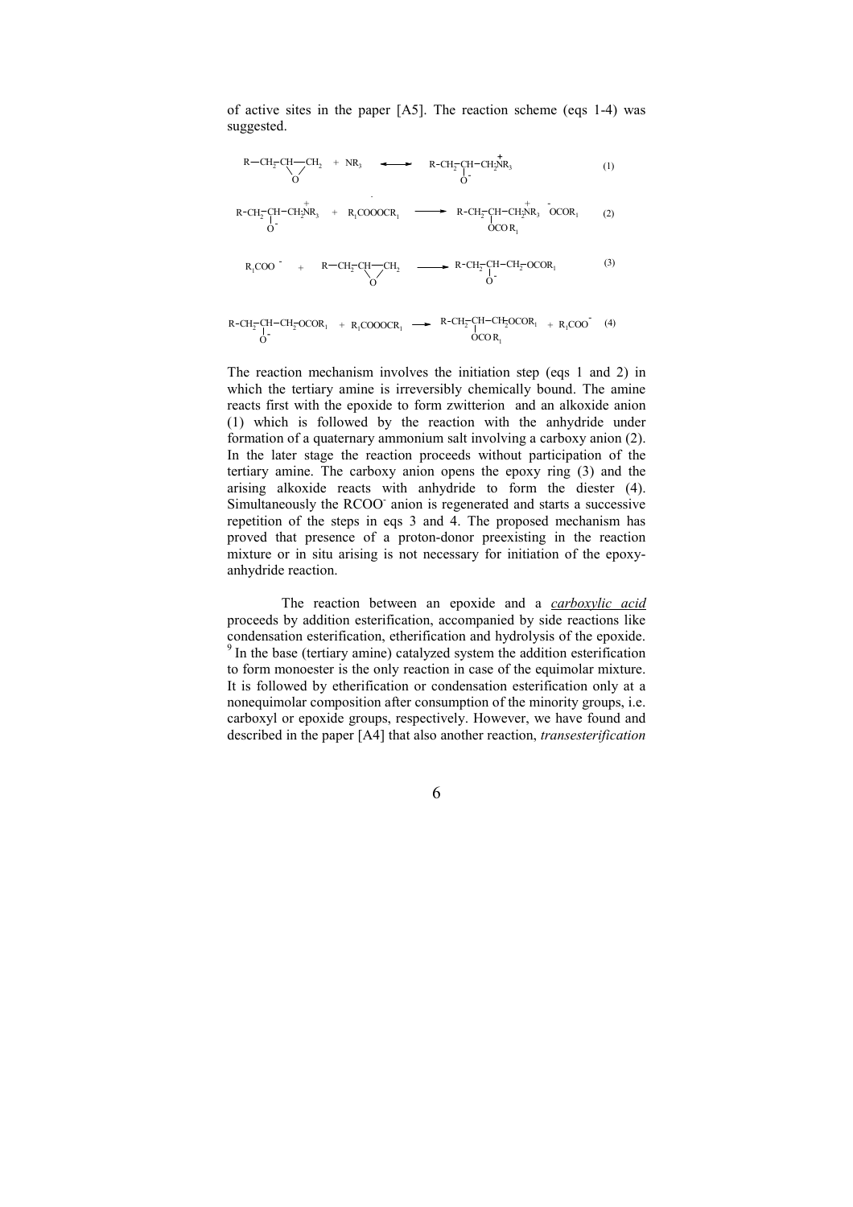of active sites in the paper [A5]. The reaction scheme (eqs 1-4) was suggested.

$$R{-}CH_2{-}\underset{\diagdown O \diagup}{CH{-}CH_2} + NR_3 \rightleftarrows R{-}CH_2{-}\underset{O^-}{\underset{|}{CH}}{-}CH_2\overset{+}{N}R_3 \quad (1)$$

$$R{-}CH_2{-}\underset{O^-}{\underset{|}{CH}}{-}CH_2\overset{+}{N}R_3 + R_1COOOCR_1 \longrightarrow R{-}CH_2{-}\underset{OCOR_1}{\underset{|}{CH}}{-}CH_2\overset{+}{N}R_3 \; {}^{-}OCOR_1 \quad (2)$$

$$R_1COO^- + R{-}CH_2{-}\underset{\diagdown O \diagup}{CH{-}CH_2} \longrightarrow R{-}CH_2{-}\underset{O^-}{\underset{|}{CH}}{-}CH_2{-}OCOR_1 \quad (3)$$

$$R{-}CH_2{-}\underset{O^-}{\underset{|}{CH}}{-}CH_2{-}OCOR_1 + R_1COOOCR_1 \longrightarrow R{-}CH_2{-}\underset{OCOR_1}{\underset{|}{CH}}{-}CH_2OCOR_1 + R_1COO^- \quad (4)$$

The reaction mechanism involves the initiation step (eqs 1 and 2) in which the tertiary amine is irreversibly chemically bound. The amine reacts first with the epoxide to form zwitterion and an alkoxide anion (1) which is followed by the reaction with the anhydride under formation of a quaternary ammonium salt involving a carboxy anion (2). In the later stage the reaction proceeds without participation of the tertiary amine. The carboxy anion opens the epoxy ring (3) and the arising alkoxide reacts with anhydride to form the diester (4). Simultaneously the $RCOO^-$ anion is regenerated and starts a successive repetition of the steps in eqs 3 and 4. The proposed mechanism has proved that presence of a proton-donor preexisting in the reaction mixture or in situ arising is not necessary for initiation of the epoxy-anhydride reaction.

The reaction between an epoxide and a *carboxylic acid* proceeds by addition esterification, accompanied by side reactions like condensation esterification, etherification and hydrolysis of the epoxide. [9] In the base (tertiary amine) catalyzed system the addition esterification to form monoester is the only reaction in case of the equimolar mixture. It is followed by etherification or condensation esterification only at a nonequimolar composition after consumption of the minority groups, i.e. carboxyl or epoxide groups, respectively. However, we have found and described in the paper [A4] that also another reaction, *transesterification*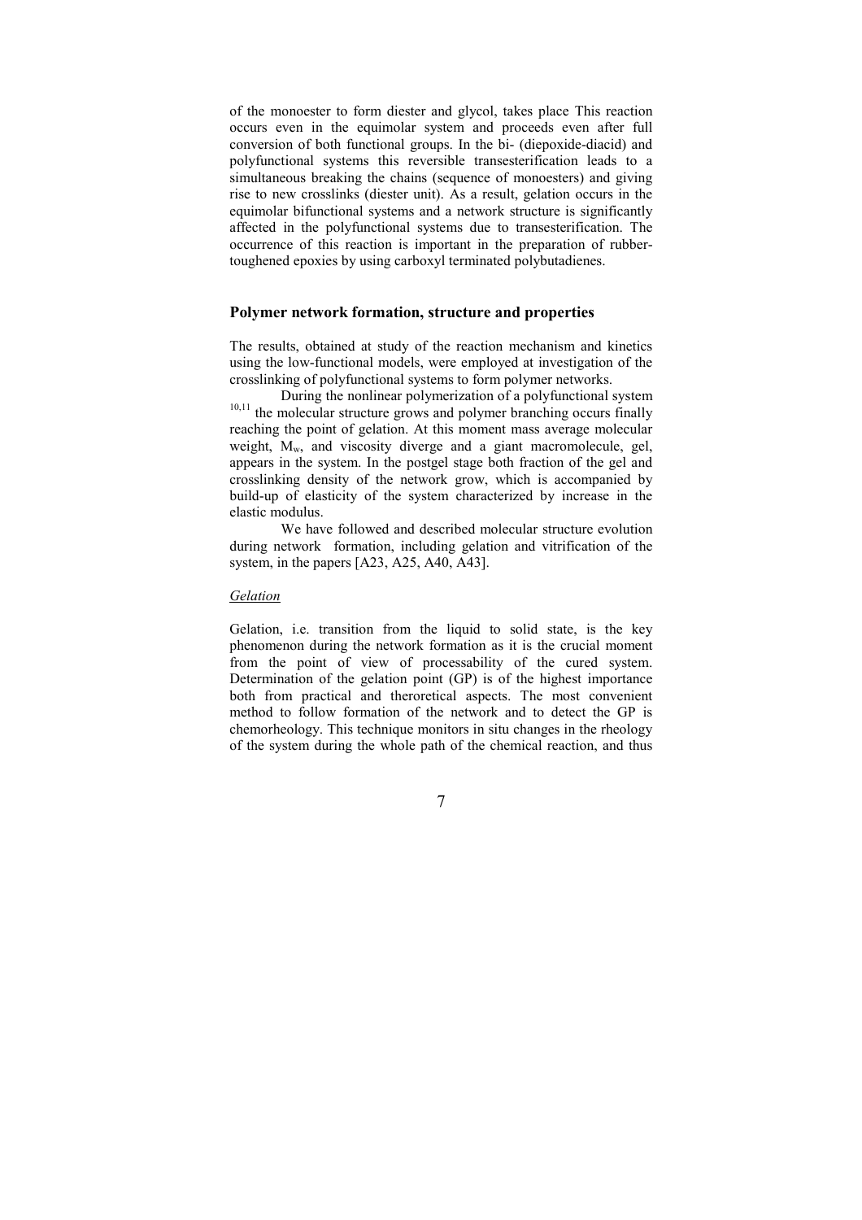of the monoester to form diester and glycol, takes place This reaction occurs even in the equimolar system and proceeds even after full conversion of both functional groups. In the bi- (diepoxide-diacid) and polyfunctional systems this reversible transesterification leads to a simultaneous breaking the chains (sequence of monoesters) and giving rise to new crosslinks (diester unit). As a result, gelation occurs in the equimolar bifunctional systems and a network structure is significantly affected in the polyfunctional systems due to transesterification. The occurrence of this reaction is important in the preparation of rubber-toughened epoxies by using carboxyl terminated polybutadienes.

## Polymer network formation, structure and properties

The results, obtained at study of the reaction mechanism and kinetics using the low-functional models, were employed at investigation of the crosslinking of polyfunctional systems to form polymer networks.

During the nonlinear polymerization of a polyfunctional system [10,11] the molecular structure grows and polymer branching occurs finally reaching the point of gelation. At this moment mass average molecular weight, $M_w$, and viscosity diverge and a giant macromolecule, gel, appears in the system. In the postgel stage both fraction of the gel and crosslinking density of the network grow, which is accompanied by build-up of elasticity of the system characterized by increase in the elastic modulus.

We have followed and described molecular structure evolution during network formation, including gelation and vitrification of the system, in the papers [A23, A25, A40, A43].

### *Gelation*

Gelation, i.e. transition from the liquid to solid state, is the key phenomenon during the network formation as it is the crucial moment from the point of view of processability of the cured system. Determination of the gelation point (GP) is of the highest importance both from practical and theroretical aspects. The most convenient method to follow formation of the network and to detect the GP is chemorheology. This technique monitors in situ changes in the rheology of the system during the whole path of the chemical reaction, and thus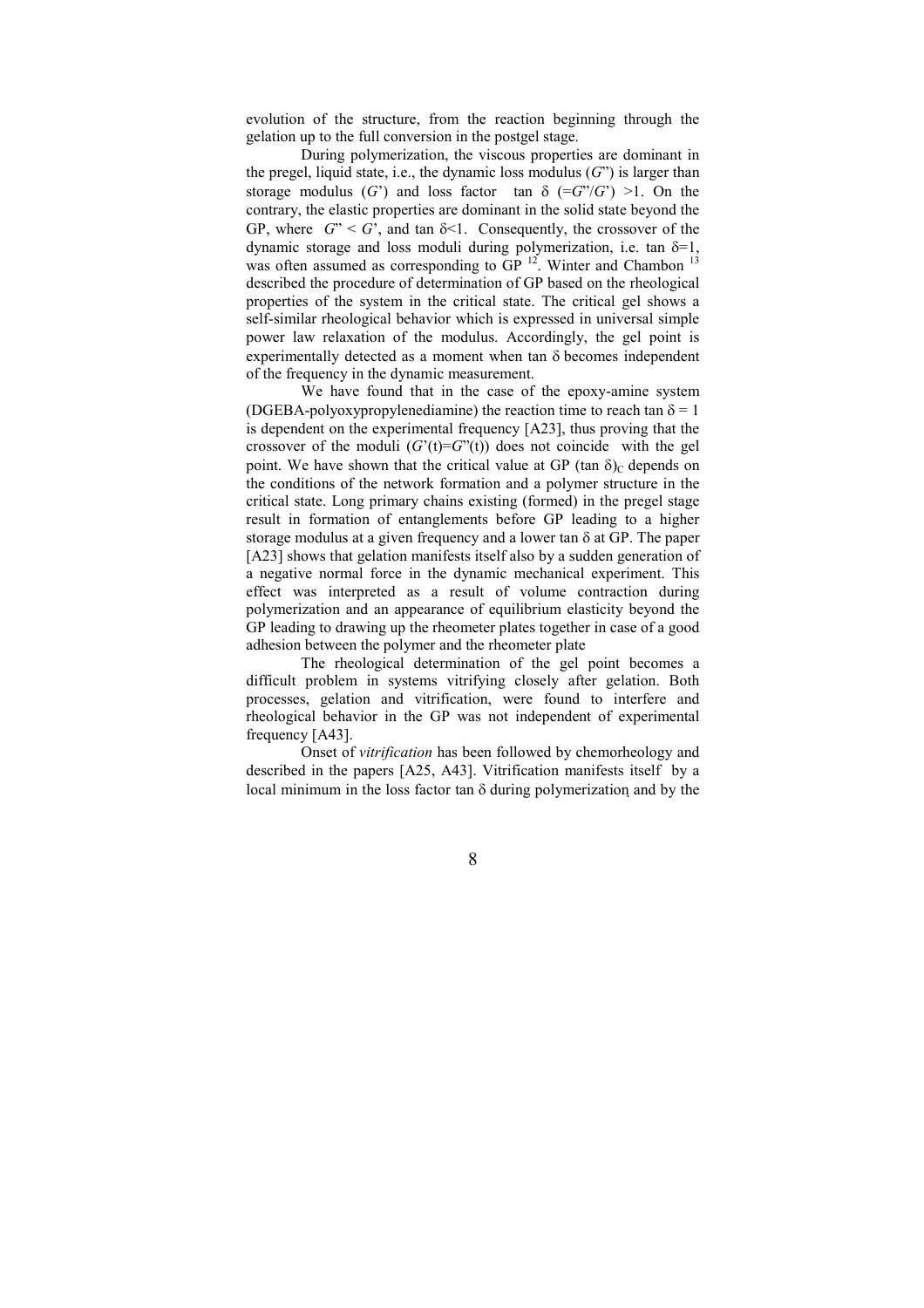evolution of the structure, from the reaction beginning through the gelation up to the full conversion in the postgel stage.

During polymerization, the viscous properties are dominant in the pregel, liquid state, i.e., the dynamic loss modulus ($G$") is larger than storage modulus ($G$') and loss factor $\tan\delta$ ($=G"/G'$) $>1$. On the contrary, the elastic properties are dominant in the solid state beyond the GP, where $G" < G'$, and $\tan\delta<1$. Consequently, the crossover of the dynamic storage and loss moduli during polymerization, i.e. $\tan\delta=1$, was often assumed as corresponding to GP [12]. Winter and Chambon [13] described the procedure of determination of GP based on the rheological properties of the system in the critical state. The critical gel shows a self-similar rheological behavior which is expressed in universal simple power law relaxation of the modulus. Accordingly, the gel point is experimentally detected as a moment when $\tan\delta$ becomes independent of the frequency in the dynamic measurement.

We have found that in the case of the epoxy-amine system (DGEBA-polyoxypropylenediamine) the reaction time to reach $\tan\delta = 1$ is dependent on the experimental frequency [A23], thus proving that the crossover of the moduli ($G'(t)=G"(t)$) does not coincide with the gel point. We have shown that the critical value at GP $(\tan\delta)_C$ depends on the conditions of the network formation and a polymer structure in the critical state. Long primary chains existing (formed) in the pregel stage result in formation of entanglements before GP leading to a higher storage modulus at a given frequency and a lower $\tan\delta$ at GP. The paper [A23] shows that gelation manifests itself also by a sudden generation of a negative normal force in the dynamic mechanical experiment. This effect was interpreted as a result of volume contraction during polymerization and an appearance of equilibrium elasticity beyond the GP leading to drawing up the rheometer plates together in case of a good adhesion between the polymer and the rheometer plate

The rheological determination of the gel point becomes a difficult problem in systems vitrifying closely after gelation. Both processes, gelation and vitrification, were found to interfere and rheological behavior in the GP was not independent of experimental frequency [A43].

Onset of *vitrification* has been followed by chemorheology and described in the papers [A25, A43]. Vitrification manifests itself by a local minimum in the loss factor $\tan\delta$ during polymerization and by the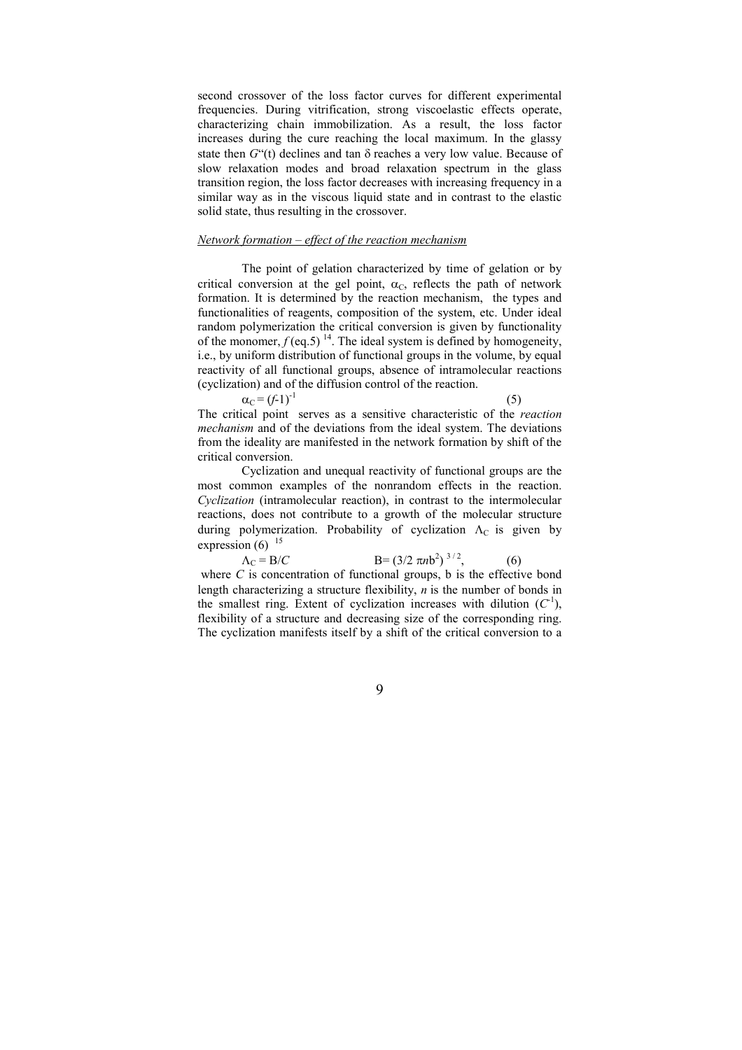second crossover of the loss factor curves for different experimental frequencies. During vitrification, strong viscoelastic effects operate, characterizing chain immobilization. As a result, the loss factor increases during the cure reaching the local maximum. In the glassy state then $G''(t)$ declines and tan $\delta$ reaches a very low value. Because of slow relaxation modes and broad relaxation spectrum in the glass transition region, the loss factor decreases with increasing frequency in a similar way as in the viscous liquid state and in contrast to the elastic solid state, thus resulting in the crossover.

*Network formation – effect of the reaction mechanism*

The point of gelation characterized by time of gelation or by critical conversion at the gel point, $\alpha_C$, reflects the path of network formation. It is determined by the reaction mechanism, the types and functionalities of reagents, composition of the system, etc. Under ideal random polymerization the critical conversion is given by functionality of the monomer, $f$ (eq.5) [14]. The ideal system is defined by homogeneity, i.e., by uniform distribution of functional groups in the volume, by equal reactivity of all functional groups, absence of intramolecular reactions (cyclization) and of the diffusion control of the reaction.

$$\alpha_C = (f-1)^{-1} \qquad (5)$$

The critical point serves as a sensitive characteristic of the *reaction mechanism* and of the deviations from the ideal system. The deviations from the ideality are manifested in the network formation by shift of the critical conversion.

Cyclization and unequal reactivity of functional groups are the most common examples of the nonrandom effects in the reaction. *Cyclization* (intramolecular reaction), in contrast to the intermolecular reactions, does not contribute to a growth of the molecular structure during polymerization. Probability of cyclization $\Lambda_C$ is given by expression (6) [15]

$$\Lambda_C = B/C \qquad B = (3/2\,\pi n b^2)^{3/2}, \qquad (6)$$

where $C$ is concentration of functional groups, b is the effective bond length characterizing a structure flexibility, $n$ is the number of bonds in the smallest ring. Extent of cyclization increases with dilution ($C^{-1}$), flexibility of a structure and decreasing size of the corresponding ring. The cyclization manifests itself by a shift of the critical conversion to a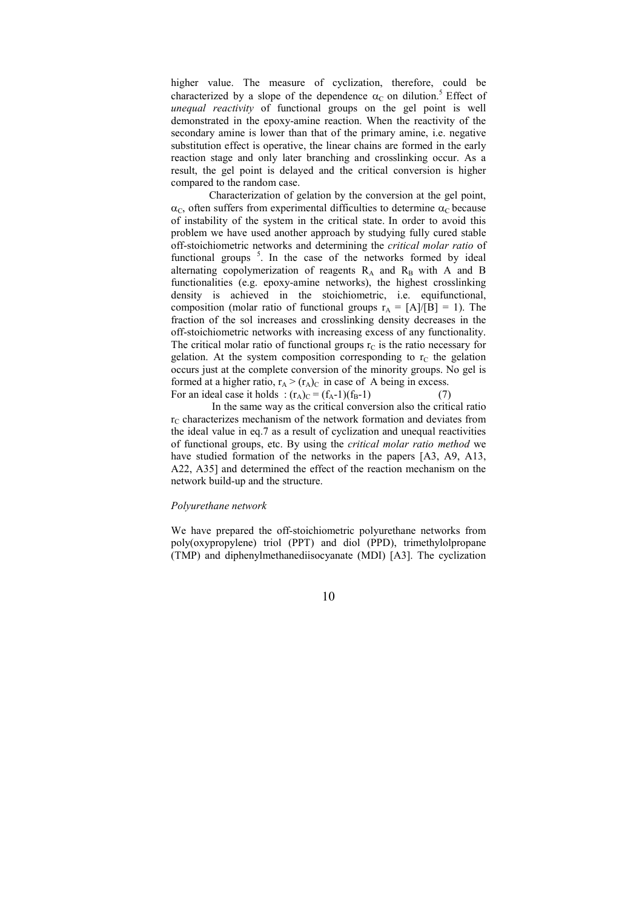higher value. The measure of cyclization, therefore, could be characterized by a slope of the dependence $\alpha_C$ on dilution.[5] Effect of *unequal reactivity* of functional groups on the gel point is well demonstrated in the epoxy-amine reaction. When the reactivity of the secondary amine is lower than that of the primary amine, i.e. negative substitution effect is operative, the linear chains are formed in the early reaction stage and only later branching and crosslinking occur. As a result, the gel point is delayed and the critical conversion is higher compared to the random case.

Characterization of gelation by the conversion at the gel point, $\alpha_C$, often suffers from experimental difficulties to determine $\alpha_C$ because of instability of the system in the critical state. In order to avoid this problem we have used another approach by studying fully cured stable off-stoichiometric networks and determining the *critical molar ratio* of functional groups [5]. In the case of the networks formed by ideal alternating copolymerization of reagents $R_A$ and $R_B$ with A and B functionalities (e.g. epoxy-amine networks), the highest crosslinking density is achieved in the stoichiometric, i.e. equifunctional, composition (molar ratio of functional groups $r_A = [A]/[B] = 1$). The fraction of the sol increases and crosslinking density decreases in the off-stoichiometric networks with increasing excess of any functionality. The critical molar ratio of functional groups $r_C$ is the ratio necessary for gelation. At the system composition corresponding to $r_C$ the gelation occurs just at the complete conversion of the minority groups. No gel is formed at a higher ratio, $r_A > (r_A)_C$ in case of A being in excess.
For an ideal case it holds : $(r_A)_C = (f_A-1)(f_B-1)$ (7)

In the same way as the critical conversion also the critical ratio $r_C$ characterizes mechanism of the network formation and deviates from the ideal value in eq.7 as a result of cyclization and unequal reactivities of functional groups, etc. By using the *critical molar ratio method* we have studied formation of the networks in the papers [A3, A9, A13, A22, A35] and determined the effect of the reaction mechanism on the network build-up and the structure.

*Polyurethane network*

We have prepared the off-stoichiometric polyurethane networks from poly(oxypropylene) triol (PPT) and diol (PPD), trimethylolpropane (TMP) and diphenylmethanediisocyanate (MDI) [A3]. The cyclization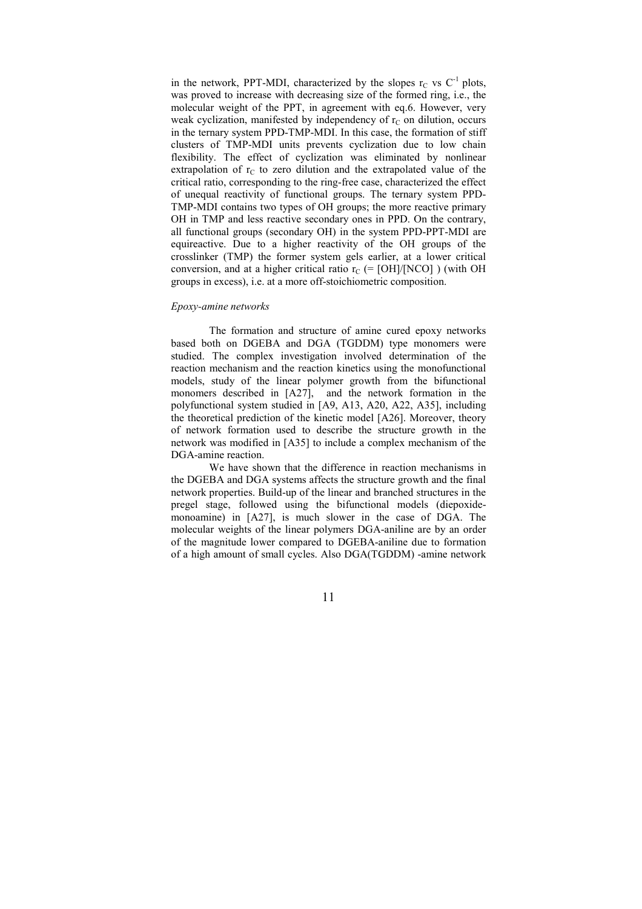in the network, PPT-MDI, characterized by the slopes $r_C$ vs $C^{-1}$ plots, was proved to increase with decreasing size of the formed ring, i.e., the molecular weight of the PPT, in agreement with eq.6. However, very weak cyclization, manifested by independency of $r_C$ on dilution, occurs in the ternary system PPD-TMP-MDI. In this case, the formation of stiff clusters of TMP-MDI units prevents cyclization due to low chain flexibility. The effect of cyclization was eliminated by nonlinear extrapolation of $r_C$ to zero dilution and the extrapolated value of the critical ratio, corresponding to the ring-free case, characterized the effect of unequal reactivity of functional groups. The ternary system PPD-TMP-MDI contains two types of OH groups; the more reactive primary OH in TMP and less reactive secondary ones in PPD. On the contrary, all functional groups (secondary OH) in the system PPD-PPT-MDI are equireactive. Due to a higher reactivity of the OH groups of the crosslinker (TMP) the former system gels earlier, at a lower critical conversion, and at a higher critical ratio $r_C$ (= [OH]/[NCO] ) (with OH groups in excess), i.e. at a more off-stoichiometric composition.

*Epoxy-amine networks*

The formation and structure of amine cured epoxy networks based both on DGEBA and DGA (TGDDM) type monomers were studied. The complex investigation involved determination of the reaction mechanism and the reaction kinetics using the monofunctional models, study of the linear polymer growth from the bifunctional monomers described in [A27], and the network formation in the polyfunctional system studied in [A9, A13, A20, A22, A35], including the theoretical prediction of the kinetic model [A26]. Moreover, theory of network formation used to describe the structure growth in the network was modified in [A35] to include a complex mechanism of the DGA-amine reaction.

We have shown that the difference in reaction mechanisms in the DGEBA and DGA systems affects the structure growth and the final network properties. Build-up of the linear and branched structures in the pregel stage, followed using the bifunctional models (diepoxide-monoamine) in [A27], is much slower in the case of DGA. The molecular weights of the linear polymers DGA-aniline are by an order of the magnitude lower compared to DGEBA-aniline due to formation of a high amount of small cycles. Also DGA(TGDDM) -amine network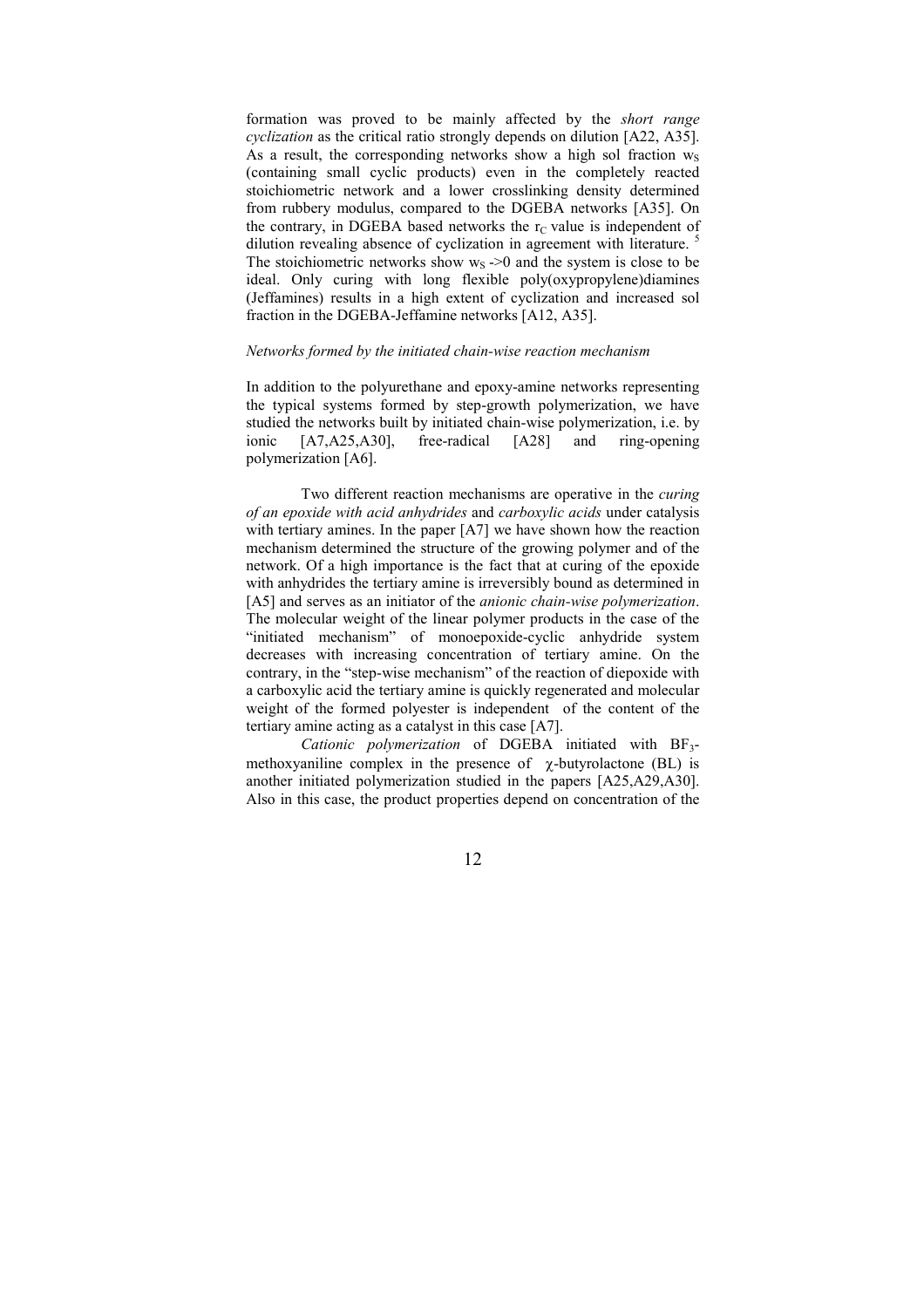formation was proved to be mainly affected by the *short range cyclization* as the critical ratio strongly depends on dilution [A22, A35]. As a result, the corresponding networks show a high sol fraction $w_S$ (containing small cyclic products) even in the completely reacted stoichiometric network and a lower crosslinking density determined from rubbery modulus, compared to the DGEBA networks [A35]. On the contrary, in DGEBA based networks the $r_C$ value is independent of dilution revealing absence of cyclization in agreement with literature. [5] The stoichiometric networks show $w_S \to 0$ and the system is close to be ideal. Only curing with long flexible poly(oxypropylene)diamines (Jeffamines) results in a high extent of cyclization and increased sol fraction in the DGEBA-Jeffamine networks [A12, A35].

*Networks formed by the initiated chain-wise reaction mechanism*

In addition to the polyurethane and epoxy-amine networks representing the typical systems formed by step-growth polymerization, we have studied the networks built by initiated chain-wise polymerization, i.e. by ionic [A7,A25,A30], free-radical [A28] and ring-opening polymerization [A6].

Two different reaction mechanisms are operative in the *curing of an epoxide with acid anhydrides* and *carboxylic acids* under catalysis with tertiary amines. In the paper [A7] we have shown how the reaction mechanism determined the structure of the growing polymer and of the network. Of a high importance is the fact that at curing of the epoxide with anhydrides the tertiary amine is irreversibly bound as determined in [A5] and serves as an initiator of the *anionic chain-wise polymerization*. The molecular weight of the linear polymer products in the case of the "initiated mechanism" of monoepoxide-cyclic anhydride system decreases with increasing concentration of tertiary amine. On the contrary, in the "step-wise mechanism" of the reaction of diepoxide with a carboxylic acid the tertiary amine is quickly regenerated and molecular weight of the formed polyester is independent of the content of the tertiary amine acting as a catalyst in this case [A7].

*Cationic polymerization* of DGEBA initiated with $BF_3$-methoxyaniline complex in the presence of $\chi$-butyrolactone (BL) is another initiated polymerization studied in the papers [A25,A29,A30]. Also in this case, the product properties depend on concentration of the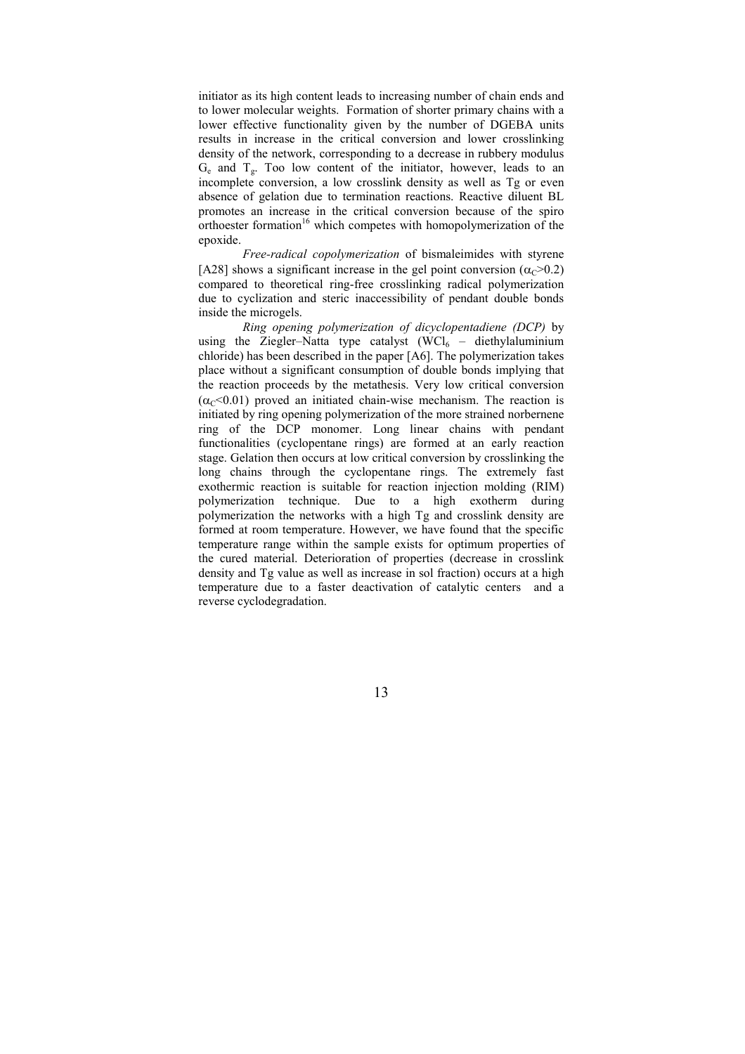initiator as its high content leads to increasing number of chain ends and to lower molecular weights. Formation of shorter primary chains with a lower effective functionality given by the number of DGEBA units results in increase in the critical conversion and lower crosslinking density of the network, corresponding to a decrease in rubbery modulus $G_e$ and $T_g$. Too low content of the initiator, however, leads to an incomplete conversion, a low crosslink density as well as Tg or even absence of gelation due to termination reactions. Reactive diluent BL promotes an increase in the critical conversion because of the spiro orthoester formation[16] which competes with homopolymerization of the epoxide.

*Free-radical copolymerization* of bismaleimides with styrene [A28] shows a significant increase in the gel point conversion ($\alpha_C$>0.2) compared to theoretical ring-free crosslinking radical polymerization due to cyclization and steric inaccessibility of pendant double bonds inside the microgels.

*Ring opening polymerization of dicyclopentadiene (DCP)* by using the Ziegler–Natta type catalyst ($WCl_6$ – diethylaluminium chloride) has been described in the paper [A6]. The polymerization takes place without a significant consumption of double bonds implying that the reaction proceeds by the metathesis. Very low critical conversion ($\alpha_C$<0.01) proved an initiated chain-wise mechanism. The reaction is initiated by ring opening polymerization of the more strained norbernene ring of the DCP monomer. Long linear chains with pendant functionalities (cyclopentane rings) are formed at an early reaction stage. Gelation then occurs at low critical conversion by crosslinking the long chains through the cyclopentane rings. The extremely fast exothermic reaction is suitable for reaction injection molding (RIM) polymerization technique. Due to a high exotherm during polymerization the networks with a high Tg and crosslink density are formed at room temperature. However, we have found that the specific temperature range within the sample exists for optimum properties of the cured material. Deterioration of properties (decrease in crosslink density and Tg value as well as increase in sol fraction) occurs at a high temperature due to a faster deactivation of catalytic centers and a reverse cyclodegradation.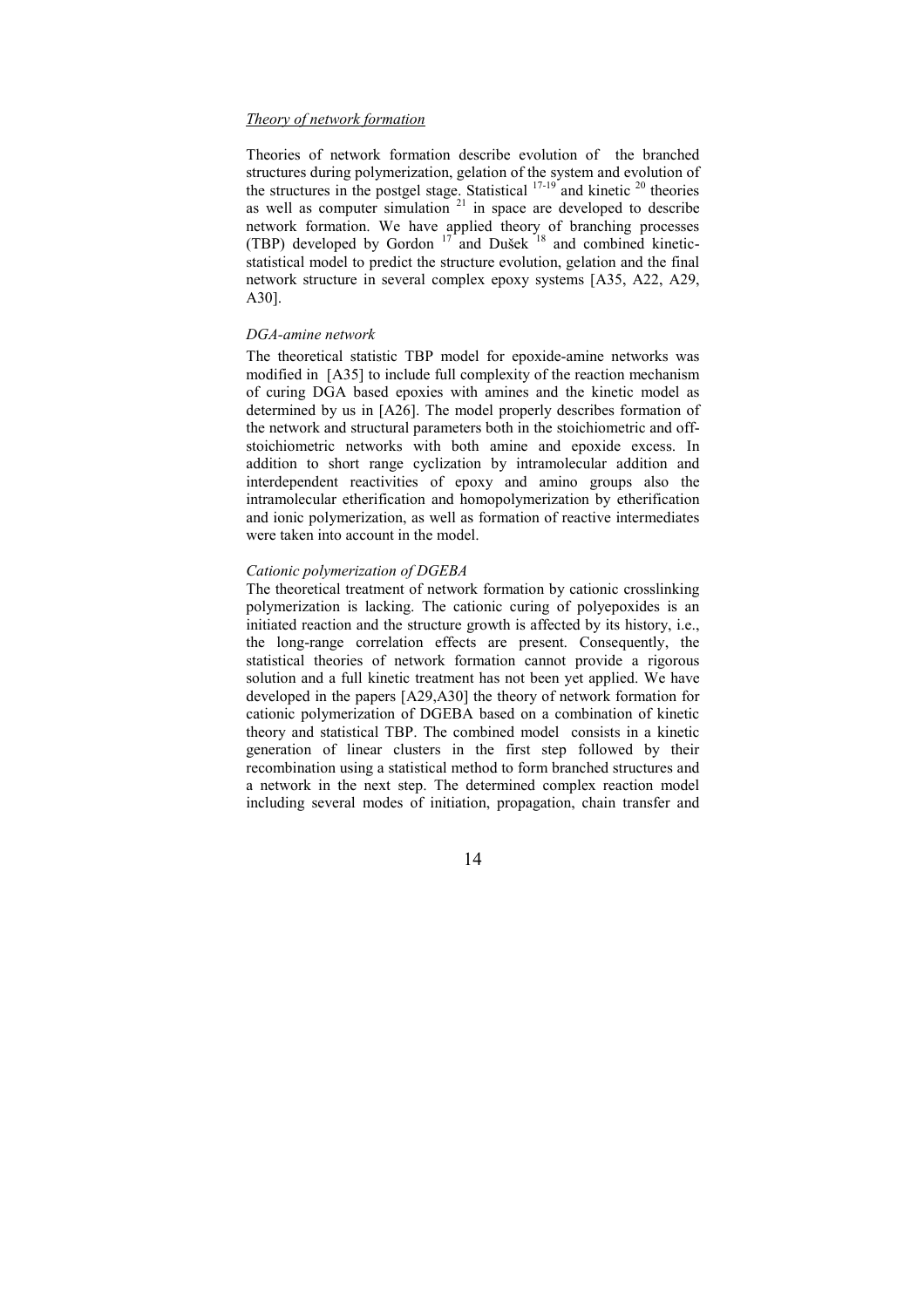*Theory of network formation*

Theories of network formation describe evolution of the branched structures during polymerization, gelation of the system and evolution of the structures in the postgel stage. Statistical [17-19] and kinetic [20] theories as well as computer simulation [21] in space are developed to describe network formation. We have applied theory of branching processes (TBP) developed by Gordon [17] and Dušek [18] and combined kinetic-statistical model to predict the structure evolution, gelation and the final network structure in several complex epoxy systems [A35, A22, A29, A30].

*DGA-amine network*

The theoretical statistic TBP model for epoxide-amine networks was modified in [A35] to include full complexity of the reaction mechanism of curing DGA based epoxies with amines and the kinetic model as determined by us in [A26]. The model properly describes formation of the network and structural parameters both in the stoichiometric and off-stoichiometric networks with both amine and epoxide excess. In addition to short range cyclization by intramolecular addition and interdependent reactivities of epoxy and amino groups also the intramolecular etherification and homopolymerization by etherification and ionic polymerization, as well as formation of reactive intermediates were taken into account in the model.

*Cationic polymerization of DGEBA*

The theoretical treatment of network formation by cationic crosslinking polymerization is lacking. The cationic curing of polyepoxides is an initiated reaction and the structure growth is affected by its history, i.e., the long-range correlation effects are present. Consequently, the statistical theories of network formation cannot provide a rigorous solution and a full kinetic treatment has not been yet applied. We have developed in the papers [A29,A30] the theory of network formation for cationic polymerization of DGEBA based on a combination of kinetic theory and statistical TBP. The combined model consists in a kinetic generation of linear clusters in the first step followed by their recombination using a statistical method to form branched structures and a network in the next step. The determined complex reaction model including several modes of initiation, propagation, chain transfer and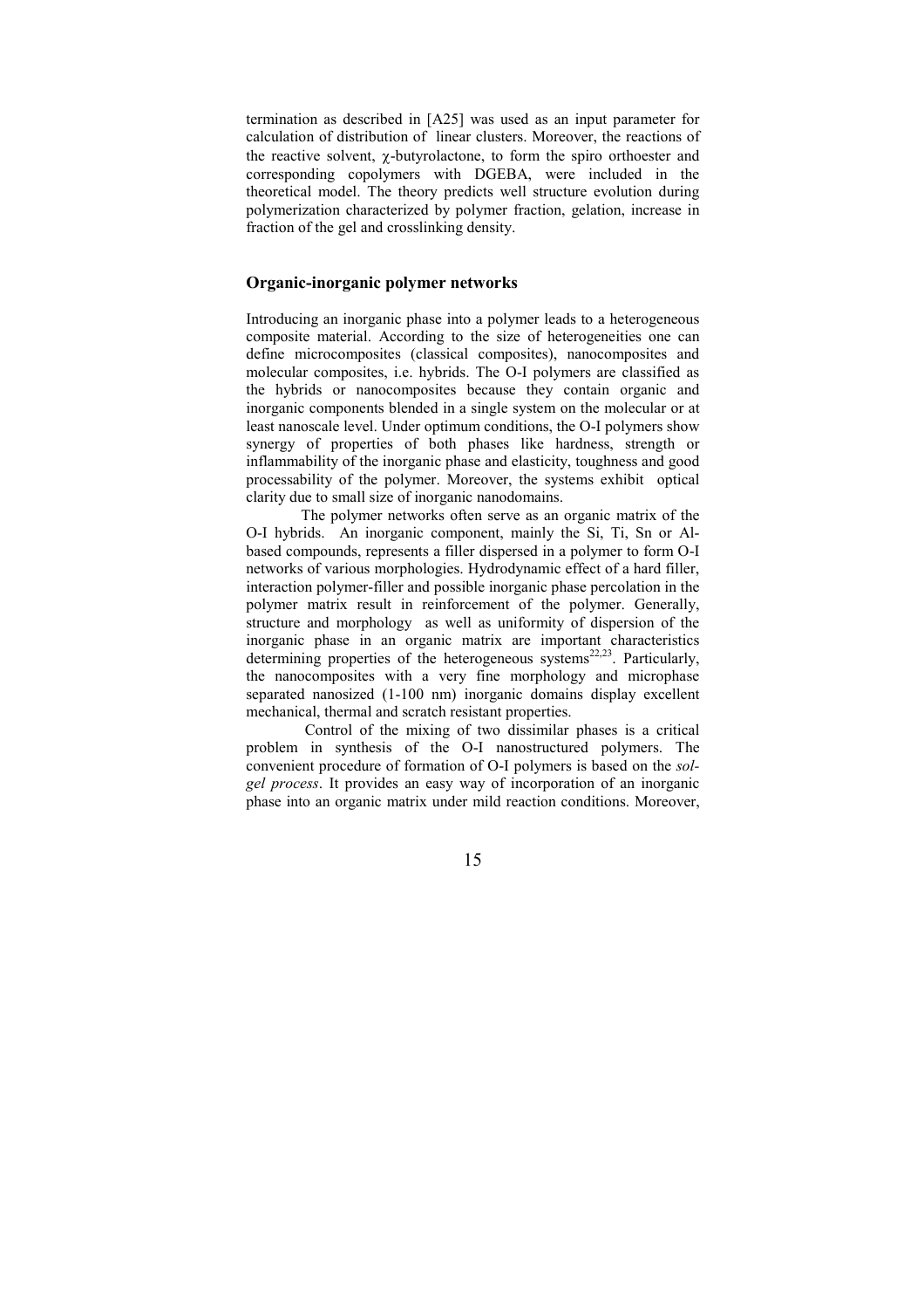termination as described in [A25] was used as an input parameter for calculation of distribution of linear clusters. Moreover, the reactions of the reactive solvent, χ-butyrolactone, to form the spiro orthoester and corresponding copolymers with DGEBA, were included in the theoretical model. The theory predicts well structure evolution during polymerization characterized by polymer fraction, gelation, increase in fraction of the gel and crosslinking density.

## Organic-inorganic polymer networks

Introducing an inorganic phase into a polymer leads to a heterogeneous composite material. According to the size of heterogeneities one can define microcomposites (classical composites), nanocomposites and molecular composites, i.e. hybrids. The O-I polymers are classified as the hybrids or nanocomposites because they contain organic and inorganic components blended in a single system on the molecular or at least nanoscale level. Under optimum conditions, the O-I polymers show synergy of properties of both phases like hardness, strength or inflammability of the inorganic phase and elasticity, toughness and good processability of the polymer. Moreover, the systems exhibit optical clarity due to small size of inorganic nanodomains.

The polymer networks often serve as an organic matrix of the O-I hybrids. An inorganic component, mainly the Si, Ti, Sn or Al-based compounds, represents a filler dispersed in a polymer to form O-I networks of various morphologies. Hydrodynamic effect of a hard filler, interaction polymer-filler and possible inorganic phase percolation in the polymer matrix result in reinforcement of the polymer. Generally, structure and morphology as well as uniformity of dispersion of the inorganic phase in an organic matrix are important characteristics determining properties of the heterogeneous systems[22,23]. Particularly, the nanocomposites with a very fine morphology and microphase separated nanosized (1-100 nm) inorganic domains display excellent mechanical, thermal and scratch resistant properties.

Control of the mixing of two dissimilar phases is a critical problem in synthesis of the O-I nanostructured polymers. The convenient procedure of formation of O-I polymers is based on the *sol-gel process*. It provides an easy way of incorporation of an inorganic phase into an organic matrix under mild reaction conditions. Moreover,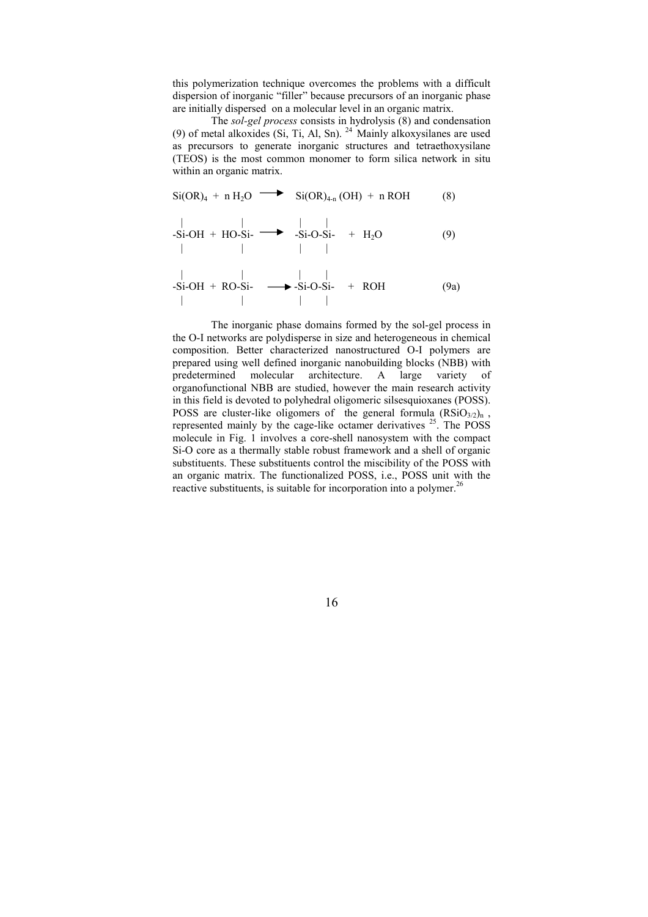this polymerization technique overcomes the problems with a difficult dispersion of inorganic "filler" because precursors of an inorganic phase are initially dispersed on a molecular level in an organic matrix.

The *sol-gel process* consists in hydrolysis (8) and condensation (9) of metal alkoxides (Si, Ti, Al, Sn).[24] Mainly alkoxysilanes are used as precursors to generate inorganic structures and tetraethoxysilane (TEOS) is the most common monomer to form silica network in situ within an organic matrix.

$$Si(OR)_4 + n\,H_2O \longrightarrow Si(OR)_{4-n}(OH) + n\,ROH \qquad (8)$$

$$\equiv Si\text{-}OH + HO\text{-}Si\equiv \longrightarrow \equiv Si\text{-}O\text{-}Si\equiv + H_2O \qquad (9)$$

$$\equiv Si\text{-}OH + RO\text{-}Si\equiv \longrightarrow \equiv Si\text{-}O\text{-}Si\equiv + ROH \qquad (9a)$$

The inorganic phase domains formed by the sol-gel process in the O-I networks are polydisperse in size and heterogeneous in chemical composition. Better characterized nanostructured O-I polymers are prepared using well defined inorganic nanobuilding blocks (NBB) with predetermined molecular architecture. A large variety of organofunctional NBB are studied, however the main research activity in this field is devoted to polyhedral oligomeric silsesquioxanes (POSS). POSS are cluster-like oligomers of the general formula $(RSiO_{3/2})_n$, represented mainly by the cage-like octamer derivatives [25]. The POSS molecule in Fig. 1 involves a core-shell nanosystem with the compact Si-O core as a thermally stable robust framework and a shell of organic substituents. These substituents control the miscibility of the POSS with an organic matrix. The functionalized POSS, i.e., POSS unit with the reactive substituents, is suitable for incorporation into a polymer.[26]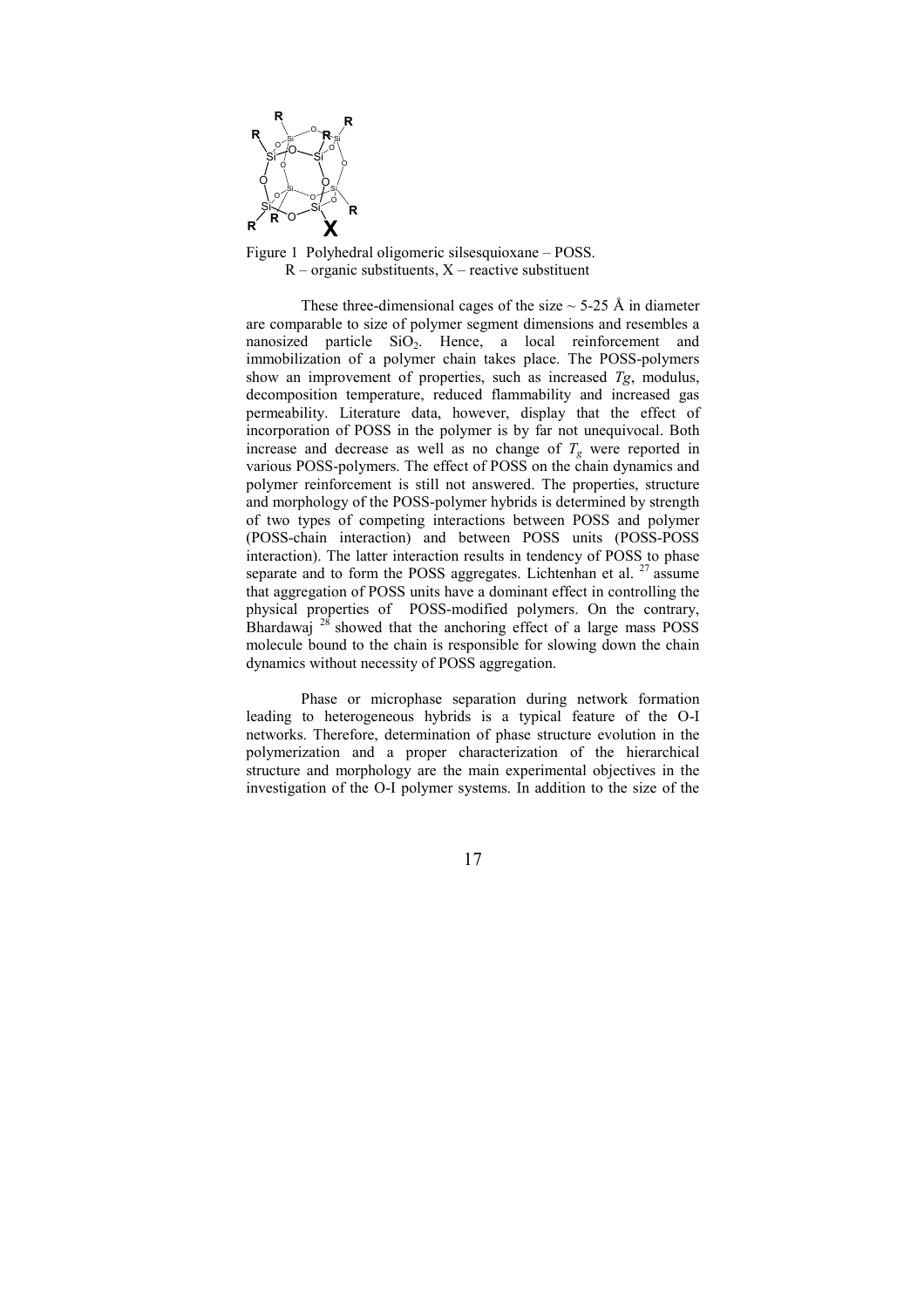Figure 1 Polyhedral oligomeric silsesquioxane – POSS.
R – organic substituents, X – reactive substituent

These three-dimensional cages of the size ~ 5-25 Å in diameter are comparable to size of polymer segment dimensions and resembles a nanosized particle $SiO_2$. Hence, a local reinforcement and immobilization of a polymer chain takes place. The POSS-polymers show an improvement of properties, such as increased *Tg*, modulus, decomposition temperature, reduced flammability and increased gas permeability. Literature data, however, display that the effect of incorporation of POSS in the polymer is by far not unequivocal. Both increase and decrease as well as no change of $T_g$ were reported in various POSS-polymers. The effect of POSS on the chain dynamics and polymer reinforcement is still not answered. The properties, structure and morphology of the POSS-polymer hybrids is determined by strength of two types of competing interactions between POSS and polymer (POSS-chain interaction) and between POSS units (POSS-POSS interaction). The latter interaction results in tendency of POSS to phase separate and to form the POSS aggregates. Lichtenhan et al. [27] assume that aggregation of POSS units have a dominant effect in controlling the physical properties of POSS-modified polymers. On the contrary, Bhardawaj [28] showed that the anchoring effect of a large mass POSS molecule bound to the chain is responsible for slowing down the chain dynamics without necessity of POSS aggregation.

Phase or microphase separation during network formation leading to heterogeneous hybrids is a typical feature of the O-I networks. Therefore, determination of phase structure evolution in the polymerization and a proper characterization of the hierarchical structure and morphology are the main experimental objectives in the investigation of the O-I polymer systems. In addition to the size of the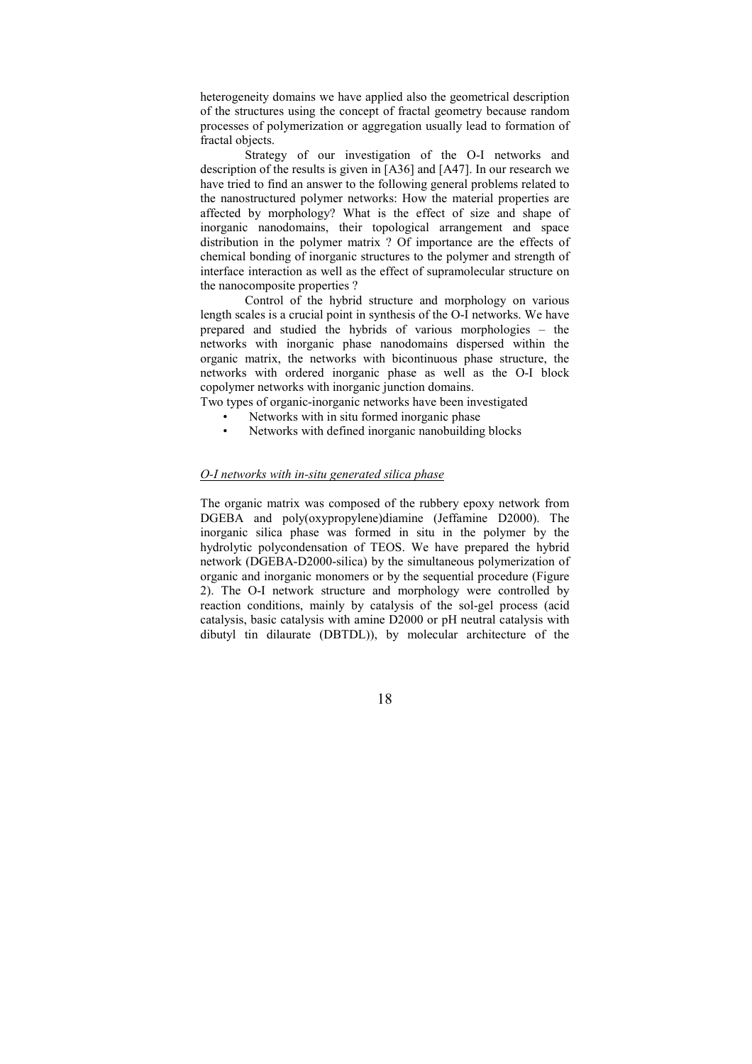heterogeneity domains we have applied also the geometrical description of the structures using the concept of fractal geometry because random processes of polymerization or aggregation usually lead to formation of fractal objects.

Strategy of our investigation of the O-I networks and description of the results is given in [A36] and [A47]. In our research we have tried to find an answer to the following general problems related to the nanostructured polymer networks: How the material properties are affected by morphology? What is the effect of size and shape of inorganic nanodomains, their topological arrangement and space distribution in the polymer matrix ? Of importance are the effects of chemical bonding of inorganic structures to the polymer and strength of interface interaction as well as the effect of supramolecular structure on the nanocomposite properties ?

Control of the hybrid structure and morphology on various length scales is a crucial point in synthesis of the O-I networks. We have prepared and studied the hybrids of various morphologies – the networks with inorganic phase nanodomains dispersed within the organic matrix, the networks with bicontinuous phase structure, the networks with ordered inorganic phase as well as the O-I block copolymer networks with inorganic junction domains.

Two types of organic-inorganic networks have been investigated

- Networks with in situ formed inorganic phase
- Networks with defined inorganic nanobuilding blocks

*O-I networks with in-situ generated silica phase*

The organic matrix was composed of the rubbery epoxy network from DGEBA and poly(oxypropylene)diamine (Jeffamine D2000). The inorganic silica phase was formed in situ in the polymer by the hydrolytic polycondensation of TEOS. We have prepared the hybrid network (DGEBA-D2000-silica) by the simultaneous polymerization of organic and inorganic monomers or by the sequential procedure (Figure 2). The O-I network structure and morphology were controlled by reaction conditions, mainly by catalysis of the sol-gel process (acid catalysis, basic catalysis with amine D2000 or pH neutral catalysis with dibutyl tin dilaurate (DBTDL)), by molecular architecture of the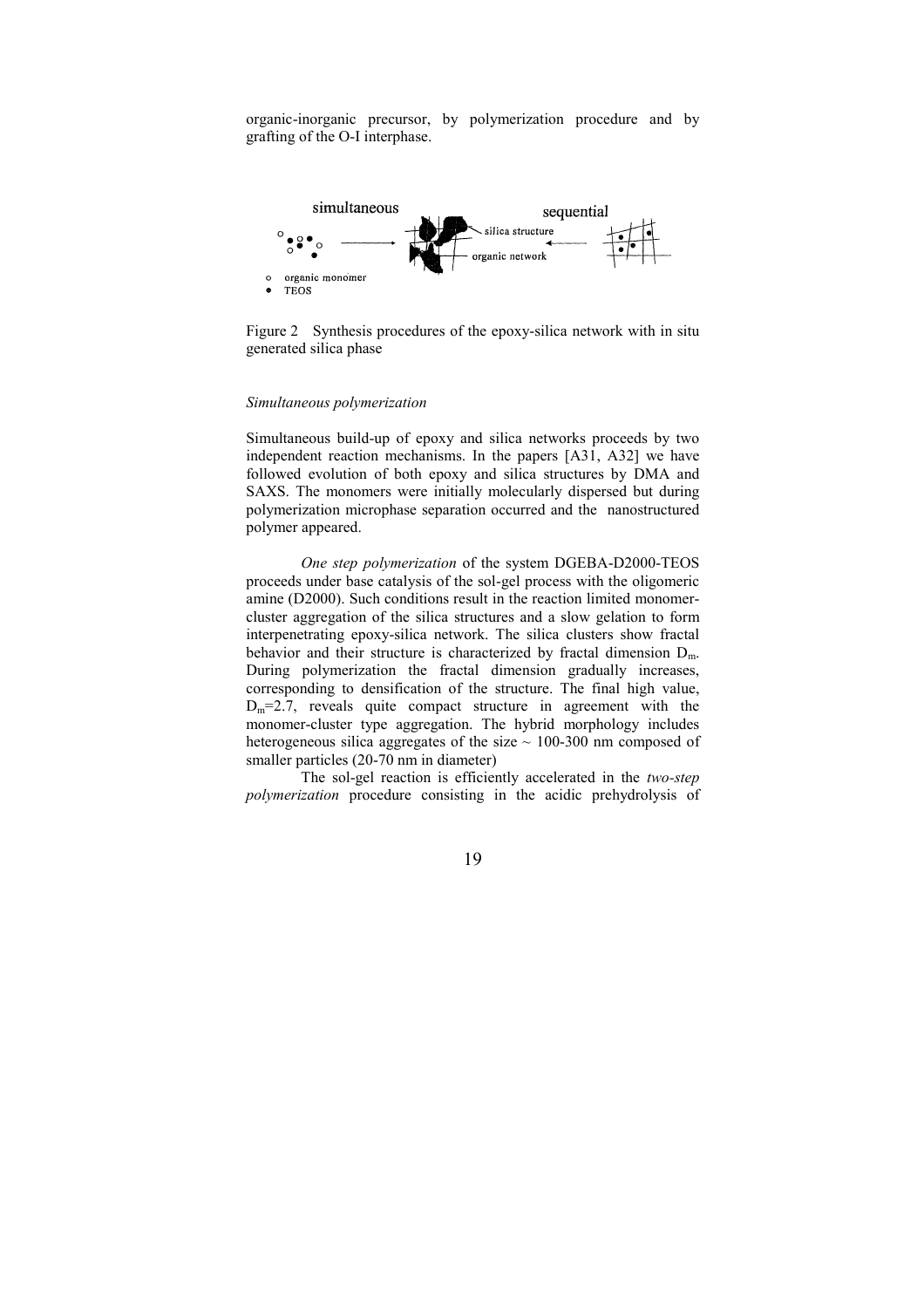organic-inorganic precursor, by polymerization procedure and by grafting of the O-I interphase.

Figure 2 Synthesis procedures of the epoxy-silica network with in situ generated silica phase

*Simultaneous polymerization*

Simultaneous build-up of epoxy and silica networks proceeds by two independent reaction mechanisms. In the papers [A31, A32] we have followed evolution of both epoxy and silica structures by DMA and SAXS. The monomers were initially molecularly dispersed but during polymerization microphase separation occurred and the nanostructured polymer appeared.

*One step polymerization* of the system DGEBA-D2000-TEOS proceeds under base catalysis of the sol-gel process with the oligomeric amine (D2000). Such conditions result in the reaction limited monomer-cluster aggregation of the silica structures and a slow gelation to form interpenetrating epoxy-silica network. The silica clusters show fractal behavior and their structure is characterized by fractal dimension $D_m$. During polymerization the fractal dimension gradually increases, corresponding to densification of the structure. The final high value, $D_m$=2.7, reveals quite compact structure in agreement with the monomer-cluster type aggregation. The hybrid morphology includes heterogeneous silica aggregates of the size ~ 100-300 nm composed of smaller particles (20-70 nm in diameter)

The sol-gel reaction is efficiently accelerated in the *two-step polymerization* procedure consisting in the acidic prehydrolysis of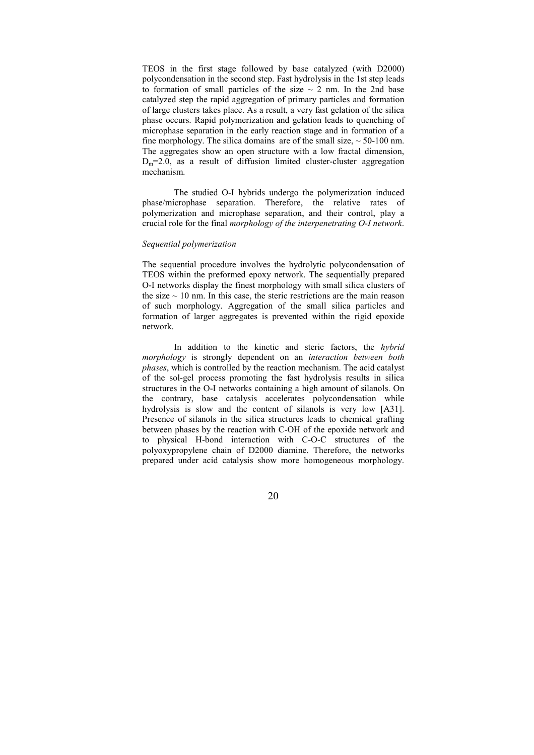TEOS in the first stage followed by base catalyzed (with D2000) polycondensation in the second step. Fast hydrolysis in the 1st step leads to formation of small particles of the size ~ 2 nm. In the 2nd base catalyzed step the rapid aggregation of primary particles and formation of large clusters takes place. As a result, a very fast gelation of the silica phase occurs. Rapid polymerization and gelation leads to quenching of microphase separation in the early reaction stage and in formation of a fine morphology. The silica domains are of the small size, ~ 50-100 nm. The aggregates show an open structure with a low fractal dimension, $D_m$=2.0, as a result of diffusion limited cluster-cluster aggregation mechanism.

The studied O-I hybrids undergo the polymerization induced phase/microphase separation. Therefore, the relative rates of polymerization and microphase separation, and their control, play a crucial role for the final *morphology of the interpenetrating O-I network*.

*Sequential polymerization*

The sequential procedure involves the hydrolytic polycondensation of TEOS within the preformed epoxy network. The sequentially prepared O-I networks display the finest morphology with small silica clusters of the size ~ 10 nm. In this case, the steric restrictions are the main reason of such morphology. Aggregation of the small silica particles and formation of larger aggregates is prevented within the rigid epoxide network.

In addition to the kinetic and steric factors, the *hybrid morphology* is strongly dependent on an *interaction between both phases*, which is controlled by the reaction mechanism. The acid catalyst of the sol-gel process promoting the fast hydrolysis results in silica structures in the O-I networks containing a high amount of silanols. On the contrary, base catalysis accelerates polycondensation while hydrolysis is slow and the content of silanols is very low [A31]. Presence of silanols in the silica structures leads to chemical grafting between phases by the reaction with C-OH of the epoxide network and to physical H-bond interaction with C-O-C structures of the polyoxypropylene chain of D2000 diamine. Therefore, the networks prepared under acid catalysis show more homogeneous morphology.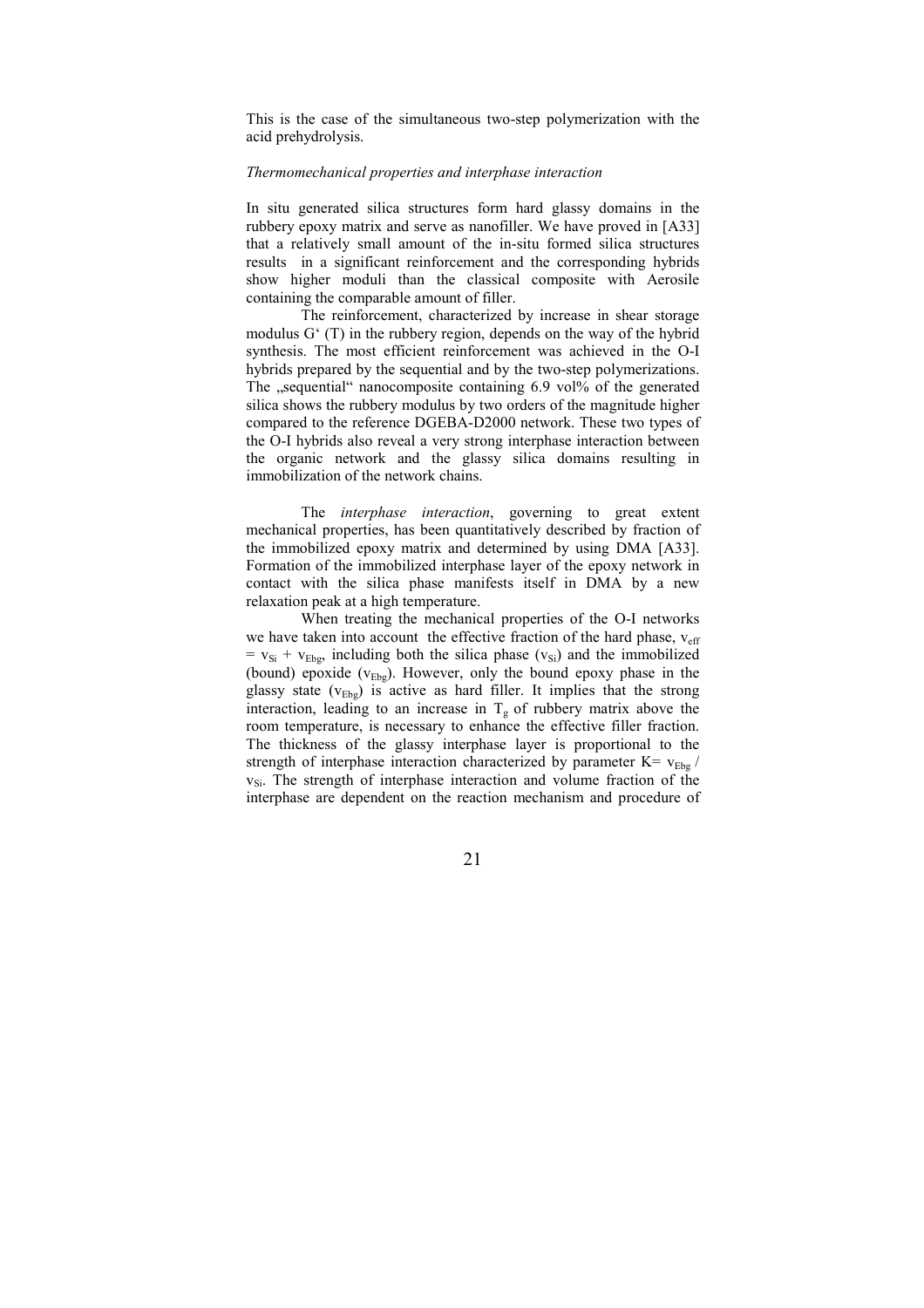This is the case of the simultaneous two-step polymerization with the acid prehydrolysis.

*Thermomechanical properties and interphase interaction*

In situ generated silica structures form hard glassy domains in the rubbery epoxy matrix and serve as nanofiller. We have proved in [A33] that a relatively small amount of the in-situ formed silica structures results in a significant reinforcement and the corresponding hybrids show higher moduli than the classical composite with Aerosile containing the comparable amount of filler.

The reinforcement, characterized by increase in shear storage modulus G' (T) in the rubbery region, depends on the way of the hybrid synthesis. The most efficient reinforcement was achieved in the O-I hybrids prepared by the sequential and by the two-step polymerizations. The „sequential" nanocomposite containing 6.9 vol% of the generated silica shows the rubbery modulus by two orders of the magnitude higher compared to the reference DGEBA-D2000 network. These two types of the O-I hybrids also reveal a very strong interphase interaction between the organic network and the glassy silica domains resulting in immobilization of the network chains.

The *interphase interaction*, governing to great extent mechanical properties, has been quantitatively described by fraction of the immobilized epoxy matrix and determined by using DMA [A33]. Formation of the immobilized interphase layer of the epoxy network in contact with the silica phase manifests itself in DMA by a new relaxation peak at a high temperature.

When treating the mechanical properties of the O-I networks we have taken into account the effective fraction of the hard phase, $v_{eff} = v_{Si} + v_{Ebg}$, including both the silica phase ($v_{Si}$) and the immobilized (bound) epoxide ($v_{Ebg}$). However, only the bound epoxy phase in the glassy state ($v_{Ebg}$) is active as hard filler. It implies that the strong interaction, leading to an increase in $T_g$ of rubbery matrix above the room temperature, is necessary to enhance the effective filler fraction. The thickness of the glassy interphase layer is proportional to the strength of interphase interaction characterized by parameter $K = v_{Ebg} / v_{Si}$. The strength of interphase interaction and volume fraction of the interphase are dependent on the reaction mechanism and procedure of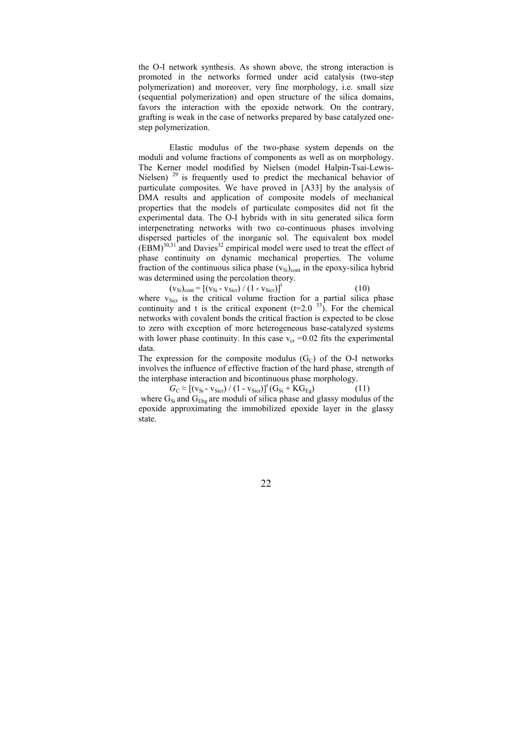the O-I network synthesis. As shown above, the strong interaction is promoted in the networks formed under acid catalysis (two-step polymerization) and moreover, very fine morphology, i.e. small size (sequential polymerization) and open structure of the silica domains, favors the interaction with the epoxide network. On the contrary, grafting is weak in the case of networks prepared by base catalyzed one-step polymerization.

Elastic modulus of the two-phase system depends on the moduli and volume fractions of components as well as on morphology. The Kerner model modified by Nielsen (model Halpin-Tsai-Lewis-Nielsen) [29] is frequently used to predict the mechanical behavior of particulate composites. We have proved in [A33] by the analysis of DMA results and application of composite models of mechanical properties that the models of particulate composites did not fit the experimental data. The O-I hybrids with in situ generated silica form interpenetrating networks with two co-continuous phases involving dispersed particles of the inorganic sol. The equivalent box model (EBM)[30,31] and Davies[32] empirical model were used to treat the effect of phase continuity on dynamic mechanical properties. The volume fraction of the continuous silica phase $(v_{Si})_{cont}$ in the epoxy-silica hybrid was determined using the percolation theory.

$$(v_{Si})_{cont} = [(v_{Si} - v_{Sicr}) / (1 - v_{Sicr})]^t \qquad (10)$$

where $v_{Sicr}$ is the critical volume fraction for a partial silica phase continuity and t is the critical exponent ($t=2.0$ [33]). For the chemical networks with covalent bonds the critical fraction is expected to be close to zero with exception of more heterogeneous base-catalyzed systems with lower phase continuity. In this case $v_{cr} = 0.02$ fits the experimental data.

The expression for the composite modulus ($G_C$) of the O-I networks involves the influence of effective fraction of the hard phase, strength of the interphase interaction and bicontinuous phase morphology.

$$G_C \approx [(v_{Si} - v_{Sicr}) / (1 - v_{Sicr})]^t (G_{Si} + KG_{Eg}) \qquad (11)$$

where $G_{Si}$ and $G_{Ebg}$ are moduli of silica phase and glassy modulus of the epoxide approximating the immobilized epoxide layer in the glassy state.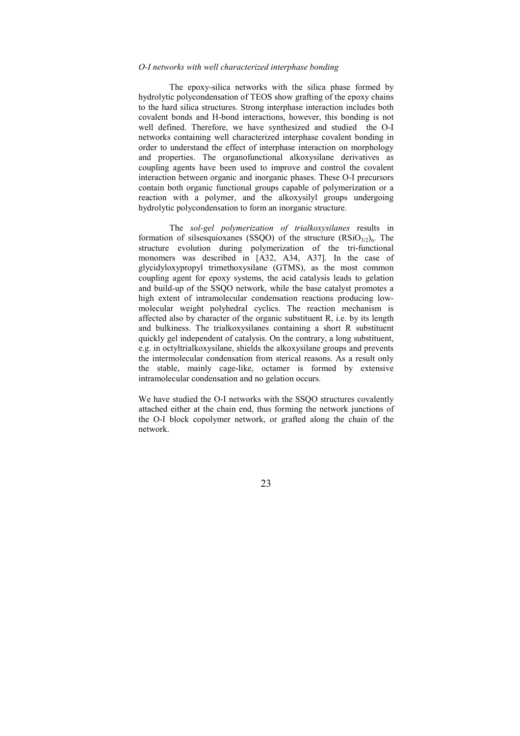*O-I networks with well characterized interphase bonding*

The epoxy-silica networks with the silica phase formed by hydrolytic polycondensation of TEOS show grafting of the epoxy chains to the hard silica structures. Strong interphase interaction includes both covalent bonds and H-bond interactions, however, this bonding is not well defined. Therefore, we have synthesized and studied the O-I networks containing well characterized interphase covalent bonding in order to understand the effect of interphase interaction on morphology and properties. The organofunctional alkoxysilane derivatives as coupling agents have been used to improve and control the covalent interaction between organic and inorganic phases. These O-I precursors contain both organic functional groups capable of polymerization or a reaction with a polymer, and the alkoxysilyl groups undergoing hydrolytic polycondensation to form an inorganic structure.

The *sol-gel polymerization of trialkoxysilanes* results in formation of silsesquioxanes (SSQO) of the structure $(RSiO_{3/2})_n$. The structure evolution during polymerization of the tri-functional monomers was described in [A32, A34, A37]. In the case of glycidyloxypropyl trimethoxysilane (GTMS), as the most common coupling agent for epoxy systems, the acid catalysis leads to gelation and build-up of the SSQO network, while the base catalyst promotes a high extent of intramolecular condensation reactions producing low-molecular weight polyhedral cyclics. The reaction mechanism is affected also by character of the organic substituent R, i.e. by its length and bulkiness. The trialkoxysilanes containing a short R substituent quickly gel independent of catalysis. On the contrary, a long substituent, e.g. in octyltrialkoxysilane, shields the alkoxysilane groups and prevents the intermolecular condensation from sterical reasons. As a result only the stable, mainly cage-like, octamer is formed by extensive intramolecular condensation and no gelation occurs.

We have studied the O-I networks with the SSQO structures covalently attached either at the chain end, thus forming the network junctions of the O-I block copolymer network, or grafted along the chain of the network.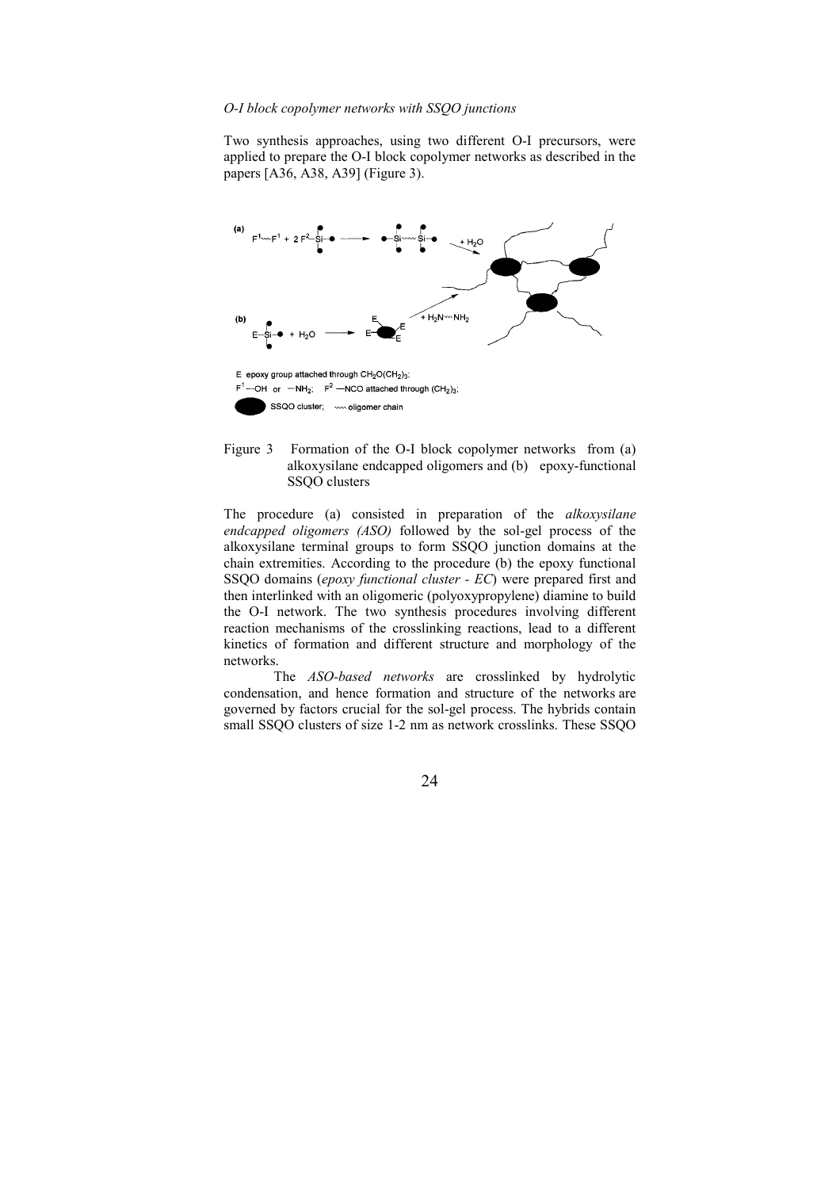*O-I block copolymer networks with SSQO junctions*

Two synthesis approaches, using two different O-I precursors, were applied to prepare the O-I block copolymer networks as described in the papers [A36, A38, A39] (Figure 3).

E epoxy group attached through $CH_2O(CH_2)_3$;
$F^1$ —OH or —$NH_2$; $F^2$ —NCO attached through $(CH_2)_3$;
SSQO cluster; ~~~ oligomer chain

Figure 3 Formation of the O-I block copolymer networks from (a) alkoxysilane endcapped oligomers and (b) epoxy-functional SSQO clusters

The procedure (a) consisted in preparation of the *alkoxysilane endcapped oligomers (ASO)* followed by the sol-gel process of the alkoxysilane terminal groups to form SSQO junction domains at the chain extremities. According to the procedure (b) the epoxy functional SSQO domains (*epoxy functional cluster - EC*) were prepared first and then interlinked with an oligomeric (polyoxypropylene) diamine to build the O-I network. The two synthesis procedures involving different reaction mechanisms of the crosslinking reactions, lead to a different kinetics of formation and different structure and morphology of the networks.

The *ASO-based networks* are crosslinked by hydrolytic condensation, and hence formation and structure of the networks are governed by factors crucial for the sol-gel process. The hybrids contain small SSQO clusters of size 1-2 nm as network crosslinks. These SSQO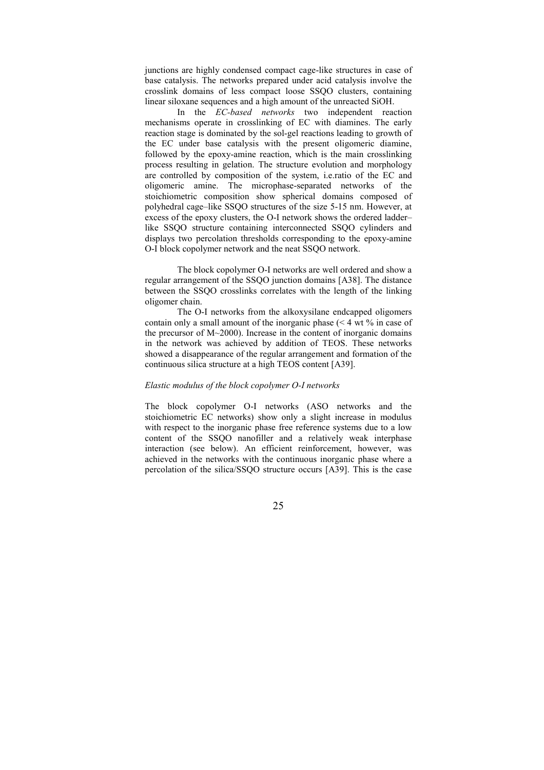junctions are highly condensed compact cage-like structures in case of base catalysis. The networks prepared under acid catalysis involve the crosslink domains of less compact loose SSQO clusters, containing linear siloxane sequences and a high amount of the unreacted SiOH.

In the *EC-based networks* two independent reaction mechanisms operate in crosslinking of EC with diamines. The early reaction stage is dominated by the sol-gel reactions leading to growth of the EC under base catalysis with the present oligomeric diamine, followed by the epoxy-amine reaction, which is the main crosslinking process resulting in gelation. The structure evolution and morphology are controlled by composition of the system, i.e.ratio of the EC and oligomeric amine. The microphase-separated networks of the stoichiometric composition show spherical domains composed of polyhedral cage–like SSQO structures of the size 5-15 nm. However, at excess of the epoxy clusters, the O-I network shows the ordered ladder–like SSQO structure containing interconnected SSQO cylinders and displays two percolation thresholds corresponding to the epoxy-amine O-I block copolymer network and the neat SSQO network.

The block copolymer O-I networks are well ordered and show a regular arrangement of the SSQO junction domains [A38]. The distance between the SSQO crosslinks correlates with the length of the linking oligomer chain.

The O-I networks from the alkoxysilane endcapped oligomers contain only a small amount of the inorganic phase (< 4 wt % in case of the precursor of M~2000). Increase in the content of inorganic domains in the network was achieved by addition of TEOS. These networks showed a disappearance of the regular arrangement and formation of the continuous silica structure at a high TEOS content [A39].

*Elastic modulus of the block copolymer O-I networks*

The block copolymer O-I networks (ASO networks and the stoichiometric EC networks) show only a slight increase in modulus with respect to the inorganic phase free reference systems due to a low content of the SSQO nanofiller and a relatively weak interphase interaction (see below). An efficient reinforcement, however, was achieved in the networks with the continuous inorganic phase where a percolation of the silica/SSQO structure occurs [A39]. This is the case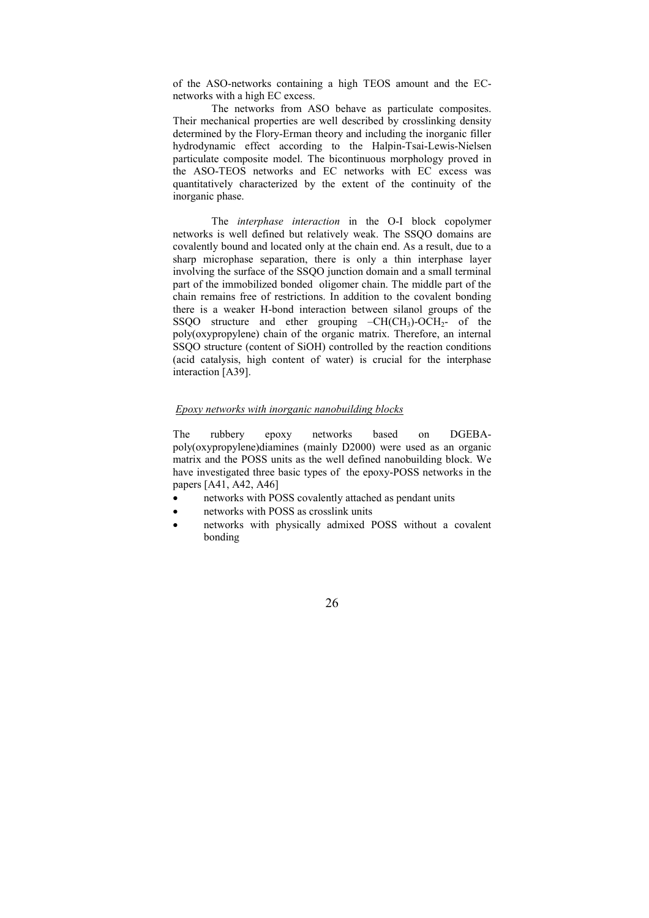of the ASO-networks containing a high TEOS amount and the EC-networks with a high EC excess.

The networks from ASO behave as particulate composites. Their mechanical properties are well described by crosslinking density determined by the Flory-Erman theory and including the inorganic filler hydrodynamic effect according to the Halpin-Tsai-Lewis-Nielsen particulate composite model. The bicontinuous morphology proved in the ASO-TEOS networks and EC networks with EC excess was quantitatively characterized by the extent of the continuity of the inorganic phase.

The *interphase interaction* in the O-I block copolymer networks is well defined but relatively weak. The SSQO domains are covalently bound and located only at the chain end. As a result, due to a sharp microphase separation, there is only a thin interphase layer involving the surface of the SSQO junction domain and a small terminal part of the immobilized bonded oligomer chain. The middle part of the chain remains free of restrictions. In addition to the covalent bonding there is a weaker H-bond interaction between silanol groups of the SSQO structure and ether grouping $–CH(CH_3)\text{-}OCH_2\text{-}$ of the poly(oxypropylene) chain of the organic matrix. Therefore, an internal SSQO structure (content of SiOH) controlled by the reaction conditions (acid catalysis, high content of water) is crucial for the interphase interaction [A39].

### *Epoxy networks with inorganic nanobuilding blocks*

The rubbery epoxy networks based on DGEBA-poly(oxypropylene)diamines (mainly D2000) were used as an organic matrix and the POSS units as the well defined nanobuilding block. We have investigated three basic types of the epoxy-POSS networks in the papers [A41, A42, A46]

- networks with POSS covalently attached as pendant units
- networks with POSS as crosslink units
- networks with physically admixed POSS without a covalent bonding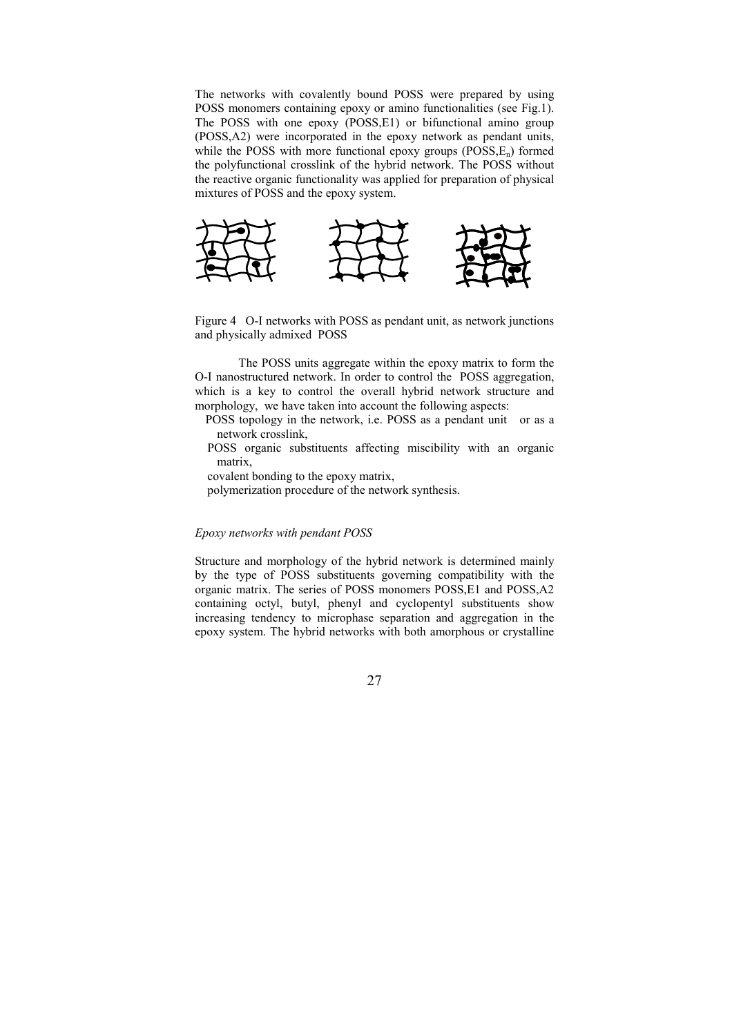The networks with covalently bound POSS were prepared by using POSS monomers containing epoxy or amino functionalities (see Fig.1). The POSS with one epoxy (POSS,E1) or bifunctional amino group (POSS,A2) were incorporated in the epoxy network as pendant units, while the POSS with more functional epoxy groups (POSS,$E_n$) formed the polyfunctional crosslink of the hybrid network. The POSS without the reactive organic functionality was applied for preparation of physical mixtures of POSS and the epoxy system.

Figure 4 O-I networks with POSS as pendant unit, as network junctions and physically admixed POSS

The POSS units aggregate within the epoxy matrix to form the O-I nanostructured network. In order to control the POSS aggregation, which is a key to control the overall hybrid network structure and morphology, we have taken into account the following aspects:

- POSS topology in the network, i.e. POSS as a pendant unit or as a network crosslink,
- POSS organic substituents affecting miscibility with an organic matrix,
- covalent bonding to the epoxy matrix,
- polymerization procedure of the network synthesis.

*Epoxy networks with pendant POSS*

Structure and morphology of the hybrid network is determined mainly by the type of POSS substituents governing compatibility with the organic matrix. The series of POSS monomers POSS,E1 and POSS,A2 containing octyl, butyl, phenyl and cyclopentyl substituents show increasing tendency to microphase separation and aggregation in the epoxy system. The hybrid networks with both amorphous or crystalline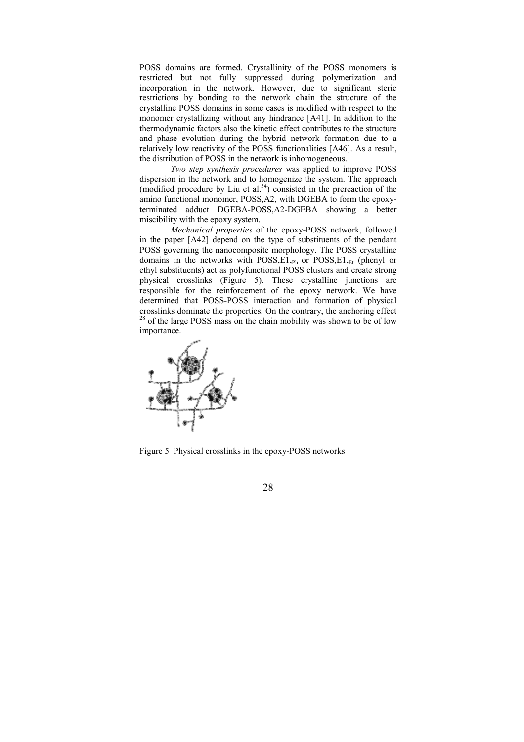POSS domains are formed. Crystallinity of the POSS monomers is restricted but not fully suppressed during polymerization and incorporation in the network. However, due to significant steric restrictions by bonding to the network chain the structure of the crystalline POSS domains in some cases is modified with respect to the monomer crystallizing without any hindrance [A41]. In addition to the thermodynamic factors also the kinetic effect contributes to the structure and phase evolution during the hybrid network formation due to a relatively low reactivity of the POSS functionalities [A46]. As a result, the distribution of POSS in the network is inhomogeneous.

*Two step synthesis procedures* was applied to improve POSS dispersion in the network and to homogenize the system. The approach (modified procedure by Liu et al.[34]) consisted in the prereaction of the amino functional monomer, POSS,A2, with DGEBA to form the epoxy-terminated adduct DGEBA-POSS,A2-DGEBA showing a better miscibility with the epoxy system.

*Mechanical properties* of the epoxy-POSS network, followed in the paper [A42] depend on the type of substituents of the pendant POSS governing the nanocomposite morphology. The POSS crystalline domains in the networks with POSS,$E1_{,Ph}$ or POSS,$E1_{,Et}$ (phenyl or ethyl substituents) act as polyfunctional POSS clusters and create strong physical crosslinks (Figure 5). These crystalline junctions are responsible for the reinforcement of the epoxy network. We have determined that POSS-POSS interaction and formation of physical crosslinks dominate the properties. On the contrary, the anchoring effect [28] of the large POSS mass on the chain mobility was shown to be of low importance.

Figure 5 Physical crosslinks in the epoxy-POSS networks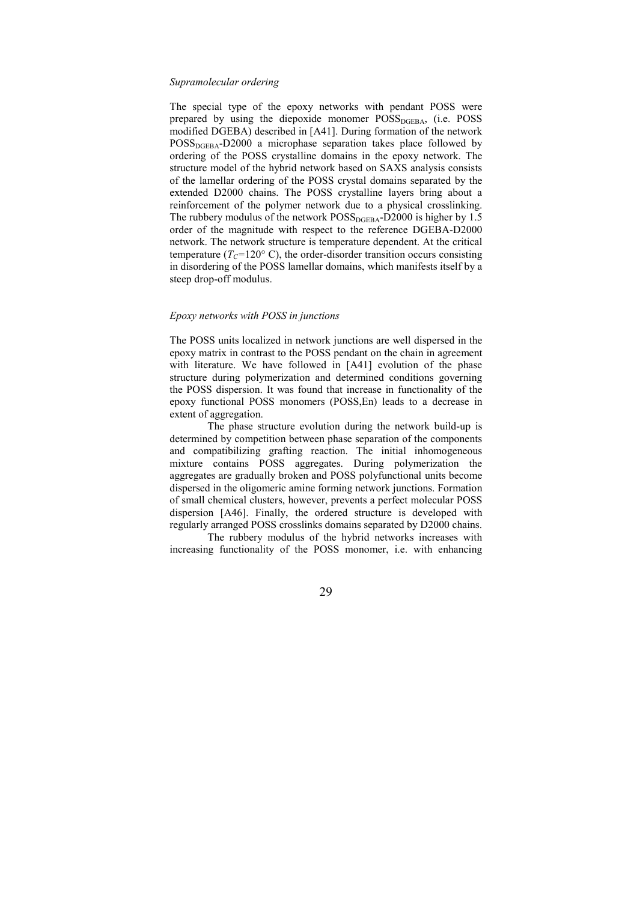*Supramolecular ordering*

The special type of the epoxy networks with pendant POSS were prepared by using the diepoxide monomer $POSS_{DGEBA}$, (i.e. POSS modified DGEBA) described in [A41]. During formation of the network $POSS_{DGEBA}$-D2000 a microphase separation takes place followed by ordering of the POSS crystalline domains in the epoxy network. The structure model of the hybrid network based on SAXS analysis consists of the lamellar ordering of the POSS crystal domains separated by the extended D2000 chains. The POSS crystalline layers bring about a reinforcement of the polymer network due to a physical crosslinking. The rubbery modulus of the network $POSS_{DGEBA}$-D2000 is higher by 1.5 order of the magnitude with respect to the reference DGEBA-D2000 network. The network structure is temperature dependent. At the critical temperature ($T_C$=120° C), the order-disorder transition occurs consisting in disordering of the POSS lamellar domains, which manifests itself by a steep drop-off modulus.

*Epoxy networks with POSS in junctions*

The POSS units localized in network junctions are well dispersed in the epoxy matrix in contrast to the POSS pendant on the chain in agreement with literature. We have followed in [A41] evolution of the phase structure during polymerization and determined conditions governing the POSS dispersion. It was found that increase in functionality of the epoxy functional POSS monomers (POSS,En) leads to a decrease in extent of aggregation.

The phase structure evolution during the network build-up is determined by competition between phase separation of the components and compatibilizing grafting reaction. The initial inhomogeneous mixture contains POSS aggregates. During polymerization the aggregates are gradually broken and POSS polyfunctional units become dispersed in the oligomeric amine forming network junctions. Formation of small chemical clusters, however, prevents a perfect molecular POSS dispersion [A46]. Finally, the ordered structure is developed with regularly arranged POSS crosslinks domains separated by D2000 chains.

The rubbery modulus of the hybrid networks increases with increasing functionality of the POSS monomer, i.e. with enhancing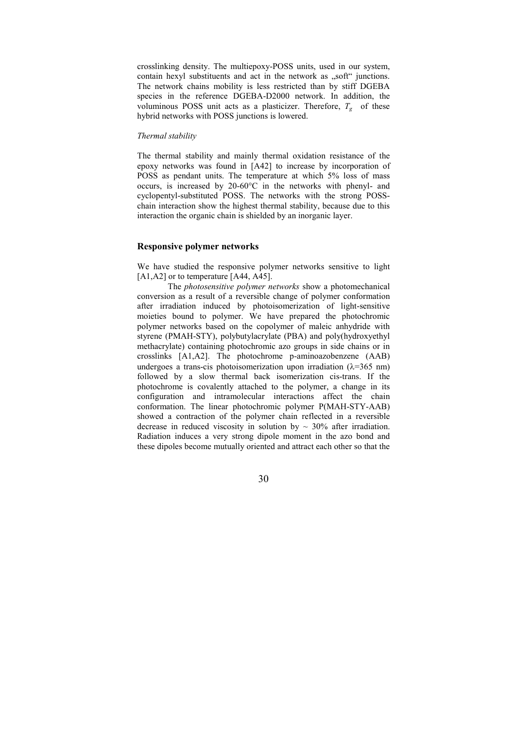crosslinking density. The multiepoxy-POSS units, used in our system, contain hexyl substituents and act in the network as „soft" junctions. The network chains mobility is less restricted than by stiff DGEBA species in the reference DGEBA-D2000 network. In addition, the voluminous POSS unit acts as a plasticizer. Therefore, $T_g$ of these hybrid networks with POSS junctions is lowered.

*Thermal stability*

The thermal stability and mainly thermal oxidation resistance of the epoxy networks was found in [A42] to increase by incorporation of POSS as pendant units. The temperature at which 5% loss of mass occurs, is increased by 20-60°C in the networks with phenyl- and cyclopentyl-substituted POSS. The networks with the strong POSS-chain interaction show the highest thermal stability, because due to this interaction the organic chain is shielded by an inorganic layer.

## Responsive polymer networks

We have studied the responsive polymer networks sensitive to light [A1,A2] or to temperature [A44, A45].

The *photosensitive polymer networks* show a photomechanical conversion as a result of a reversible change of polymer conformation after irradiation induced by photoisomerization of light-sensitive moieties bound to polymer. We have prepared the photochromic polymer networks based on the copolymer of maleic anhydride with styrene (PMAH-STY), polybutylacrylate (PBA) and poly(hydroxyethyl methacrylate) containing photochromic azo groups in side chains or in crosslinks [A1,A2]. The photochrome p-aminoazobenzene (AAB) undergoes a trans-cis photoisomerization upon irradiation ($\lambda$=365 nm) followed by a slow thermal back isomerization cis-trans. If the photochrome is covalently attached to the polymer, a change in its configuration and intramolecular interactions affect the chain conformation. The linear photochromic polymer P(MAH-STY-AAB) showed a contraction of the polymer chain reflected in a reversible decrease in reduced viscosity in solution by ~ 30% after irradiation. Radiation induces a very strong dipole moment in the azo bond and these dipoles become mutually oriented and attract each other so that the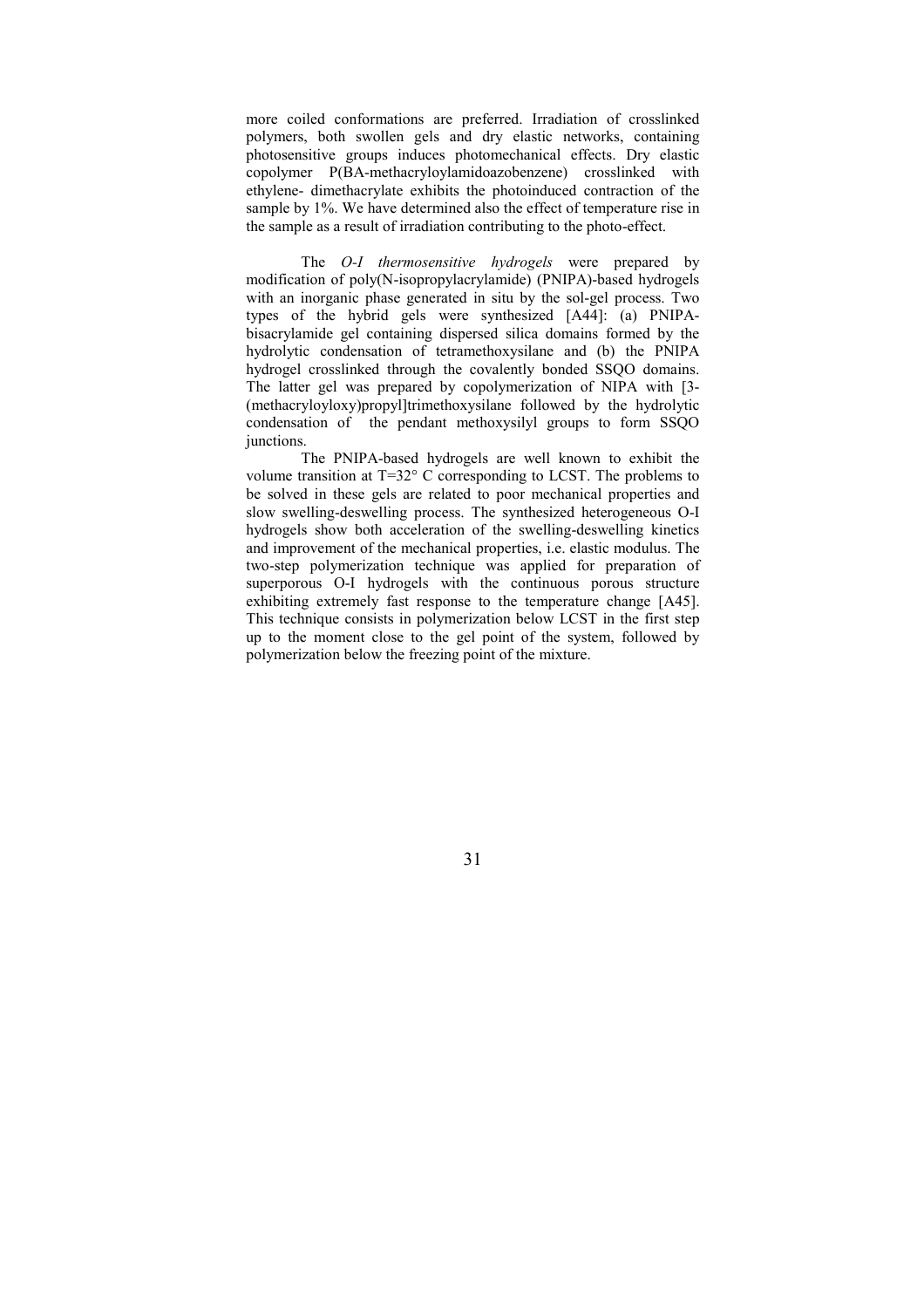more coiled conformations are preferred. Irradiation of crosslinked polymers, both swollen gels and dry elastic networks, containing photosensitive groups induces photomechanical effects. Dry elastic copolymer P(BA-methacryloylamidoazobenzene) crosslinked with ethylene- dimethacrylate exhibits the photoinduced contraction of the sample by 1%. We have determined also the effect of temperature rise in the sample as a result of irradiation contributing to the photo-effect.

The *O-I thermosensitive hydrogels* were prepared by modification of poly(N-isopropylacrylamide) (PNIPA)-based hydrogels with an inorganic phase generated in situ by the sol-gel process. Two types of the hybrid gels were synthesized [A44]: (a) PNIPA-bisacrylamide gel containing dispersed silica domains formed by the hydrolytic condensation of tetramethoxysilane and (b) the PNIPA hydrogel crosslinked through the covalently bonded SSQO domains. The latter gel was prepared by copolymerization of NIPA with [3-(methacryloyloxy)propyl]trimethoxysilane followed by the hydrolytic condensation of the pendant methoxysilyl groups to form SSQO junctions.

The PNIPA-based hydrogels are well known to exhibit the volume transition at T=32° C corresponding to LCST. The problems to be solved in these gels are related to poor mechanical properties and slow swelling-deswelling process. The synthesized heterogeneous O-I hydrogels show both acceleration of the swelling-deswelling kinetics and improvement of the mechanical properties, i.e. elastic modulus. The two-step polymerization technique was applied for preparation of superporous O-I hydrogels with the continuous porous structure exhibiting extremely fast response to the temperature change [A45]. This technique consists in polymerization below LCST in the first step up to the moment close to the gel point of the system, followed by polymerization below the freezing point of the mixture.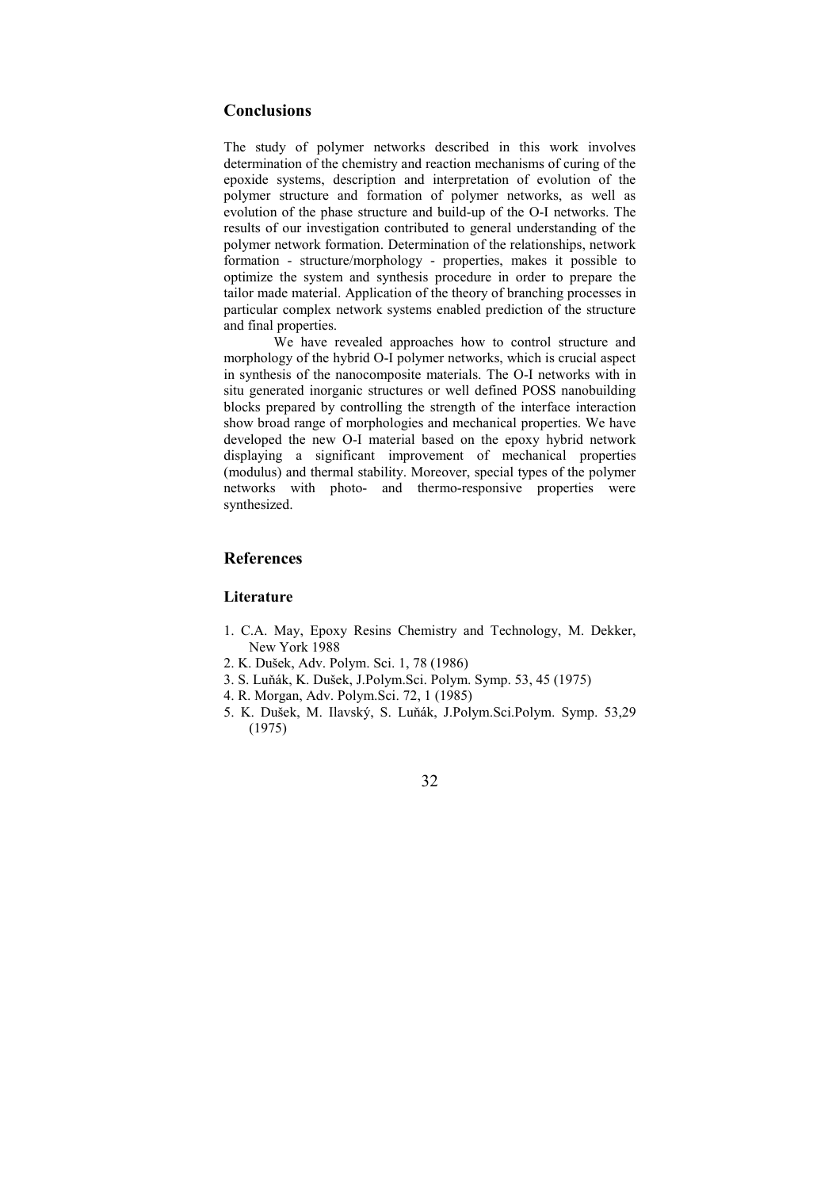## Conclusions

The study of polymer networks described in this work involves determination of the chemistry and reaction mechanisms of curing of the epoxide systems, description and interpretation of evolution of the polymer structure and formation of polymer networks, as well as evolution of the phase structure and build-up of the O-I networks. The results of our investigation contributed to general understanding of the polymer network formation. Determination of the relationships, network formation - structure/morphology - properties, makes it possible to optimize the system and synthesis procedure in order to prepare the tailor made material. Application of the theory of branching processes in particular complex network systems enabled prediction of the structure and final properties.

We have revealed approaches how to control structure and morphology of the hybrid O-I polymer networks, which is crucial aspect in synthesis of the nanocomposite materials. The O-I networks with in situ generated inorganic structures or well defined POSS nanobuilding blocks prepared by controlling the strength of the interface interaction show broad range of morphologies and mechanical properties. We have developed the new O-I material based on the epoxy hybrid network displaying a significant improvement of mechanical properties (modulus) and thermal stability. Moreover, special types of the polymer networks with photo- and thermo-responsive properties were synthesized.

## References

### Literature

1. C.A. May, Epoxy Resins Chemistry and Technology, M. Dekker, New York 1988
2. K. Dušek, Adv. Polym. Sci. 1, 78 (1986)
3. S. Luňák, K. Dušek, J.Polym.Sci. Polym. Symp. 53, 45 (1975)
4. R. Morgan, Adv. Polym.Sci. 72, 1 (1985)
5. K. Dušek, M. Ilavský, S. Luňák, J.Polym.Sci.Polym. Symp. 53,29 (1975)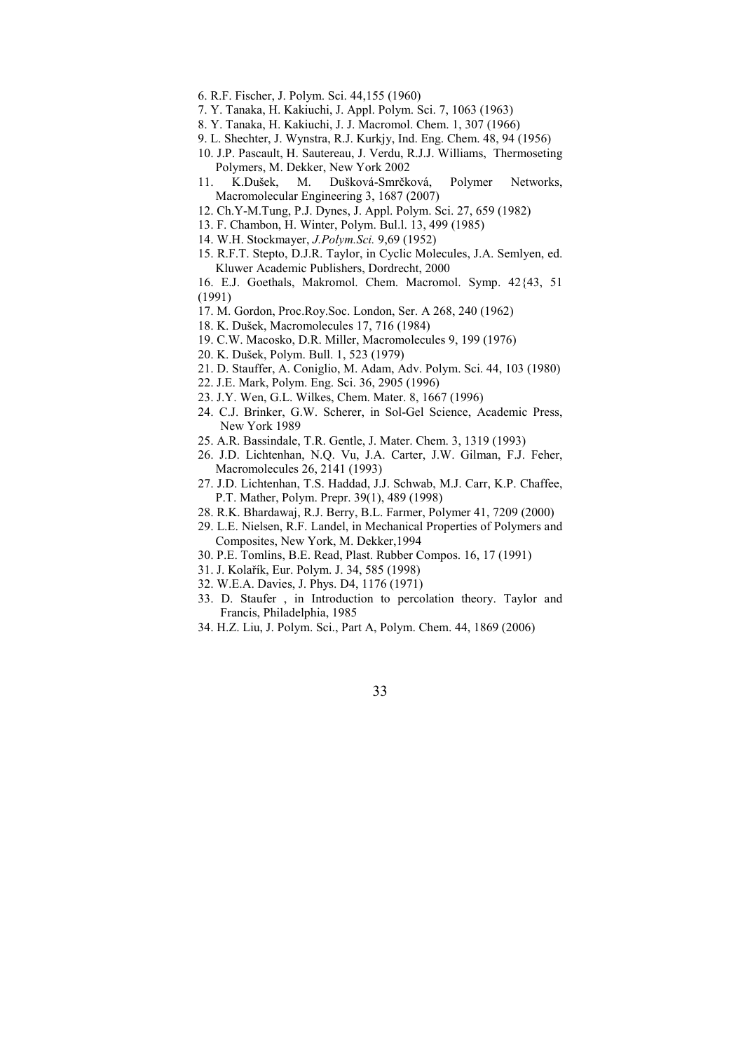6. R.F. Fischer, J. Polym. Sci. 44,155 (1960)
7. Y. Tanaka, H. Kakiuchi, J. Appl. Polym. Sci. 7, 1063 (1963)
8. Y. Tanaka, H. Kakiuchi, J. J. Macromol. Chem. 1, 307 (1966)
9. L. Shechter, J. Wynstra, R.J. Kurkjy, Ind. Eng. Chem. 48, 94 (1956)
10. J.P. Pascault, H. Sautereau, J. Verdu, R.J.J. Williams, Thermoseting Polymers, M. Dekker, New York 2002
11. K.Dušek, M. Dušková-Smrčková, Polymer Networks, Macromolecular Engineering 3, 1687 (2007)
12. Ch.Y-M.Tung, P.J. Dynes, J. Appl. Polym. Sci. 27, 659 (1982)
13. F. Chambon, H. Winter, Polym. Bul.l. 13, 499 (1985)
14. W.H. Stockmayer, *J.Polym.Sci.* 9,69 (1952)
15. R.F.T. Stepto, D.J.R. Taylor, in Cyclic Molecules, J.A. Semlyen, ed. Kluwer Academic Publishers, Dordrecht, 2000
16. E.J. Goethals, Makromol. Chem. Macromol. Symp. 42{43, 51 (1991)
17. M. Gordon, Proc.Roy.Soc. London, Ser. A 268, 240 (1962)
18. K. Dušek, Macromolecules 17, 716 (1984)
19. C.W. Macosko, D.R. Miller, Macromolecules 9, 199 (1976)
20. K. Dušek, Polym. Bull. 1, 523 (1979)
21. D. Stauffer, A. Coniglio, M. Adam, Adv. Polym. Sci. 44, 103 (1980)
22. J.E. Mark, Polym. Eng. Sci. 36, 2905 (1996)
23. J.Y. Wen, G.L. Wilkes, Chem. Mater. 8, 1667 (1996)
24. C.J. Brinker, G.W. Scherer, in Sol-Gel Science, Academic Press, New York 1989
25. A.R. Bassindale, T.R. Gentle, J. Mater. Chem. 3, 1319 (1993)
26. J.D. Lichtenhan, N.Q. Vu, J.A. Carter, J.W. Gilman, F.J. Feher, Macromolecules 26, 2141 (1993)
27. J.D. Lichtenhan, T.S. Haddad, J.J. Schwab, M.J. Carr, K.P. Chaffee, P.T. Mather, Polym. Prepr. 39(1), 489 (1998)
28. R.K. Bhardawaj, R.J. Berry, B.L. Farmer, Polymer 41, 7209 (2000)
29. L.E. Nielsen, R.F. Landel, in Mechanical Properties of Polymers and Composites, New York, M. Dekker,1994
30. P.E. Tomlins, B.E. Read, Plast. Rubber Compos. 16, 17 (1991)
31. J. Kolařík, Eur. Polym. J. 34, 585 (1998)
32. W.E.A. Davies, J. Phys. D4, 1176 (1971)
33. D. Staufer , in Introduction to percolation theory. Taylor and Francis, Philadelphia, 1985
34. H.Z. Liu, J. Polym. Sci., Part A, Polym. Chem. 44, 1869 (2006)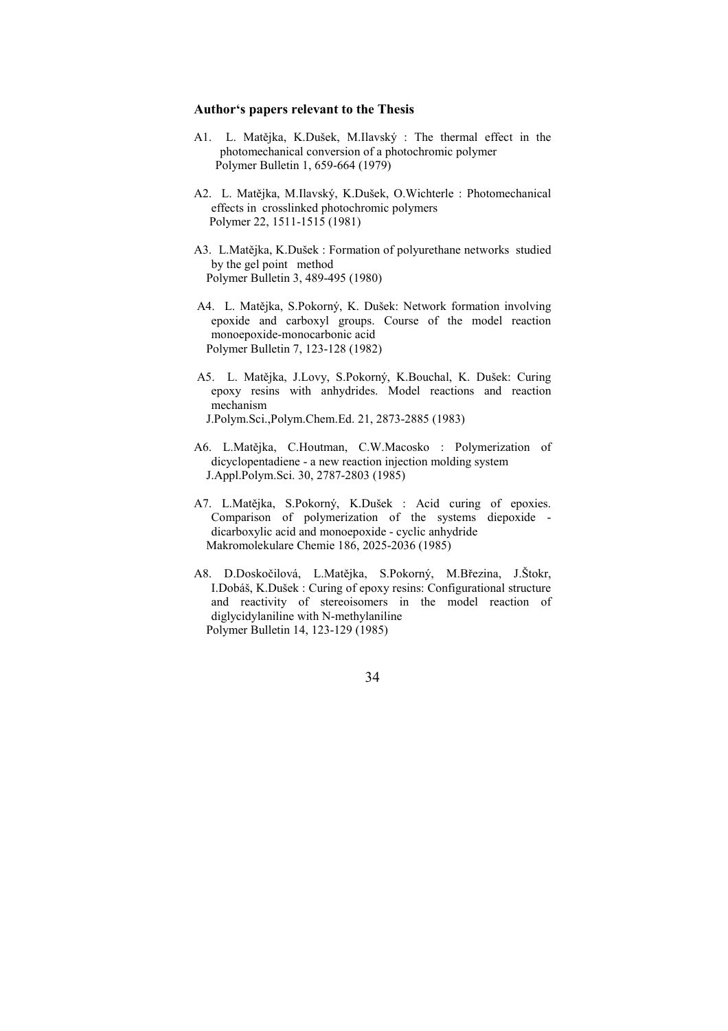### Author's papers relevant to the Thesis

A1. L. Matějka, K.Dušek, M.Ilavský : The thermal effect in the photomechanical conversion of a photochromic polymer
Polymer Bulletin 1, 659-664 (1979)

A2. L. Matějka, M.Ilavský, K.Dušek, O.Wichterle : Photomechanical effects in crosslinked photochromic polymers
Polymer 22, 1511-1515 (1981)

A3. L.Matějka, K.Dušek : Formation of polyurethane networks studied by the gel point method
Polymer Bulletin 3, 489-495 (1980)

A4. L. Matějka, S.Pokorný, K. Dušek: Network formation involving epoxide and carboxyl groups. Course of the model reaction monoepoxide-monocarbonic acid
Polymer Bulletin 7, 123-128 (1982)

A5. L. Matějka, J.Lovy, S.Pokorný, K.Bouchal, K. Dušek: Curing epoxy resins with anhydrides. Model reactions and reaction mechanism
J.Polym.Sci.,Polym.Chem.Ed. 21, 2873-2885 (1983)

A6. L.Matějka, C.Houtman, C.W.Macosko : Polymerization of dicyclopentadiene - a new reaction injection molding system
J.Appl.Polym.Sci. 30, 2787-2803 (1985)

A7. L.Matějka, S.Pokorný, K.Dušek : Acid curing of epoxies. Comparison of polymerization of the systems diepoxide - dicarboxylic acid and monoepoxide - cyclic anhydride
Makromolekulare Chemie 186, 2025-2036 (1985)

A8. D.Doskočilová, L.Matějka, S.Pokorný, M.Březina, J.Štokr, I.Dobáš, K.Dušek : Curing of epoxy resins: Configurational structure and reactivity of stereoisomers in the model reaction of diglycidylaniline with N-methylaniline
Polymer Bulletin 14, 123-129 (1985)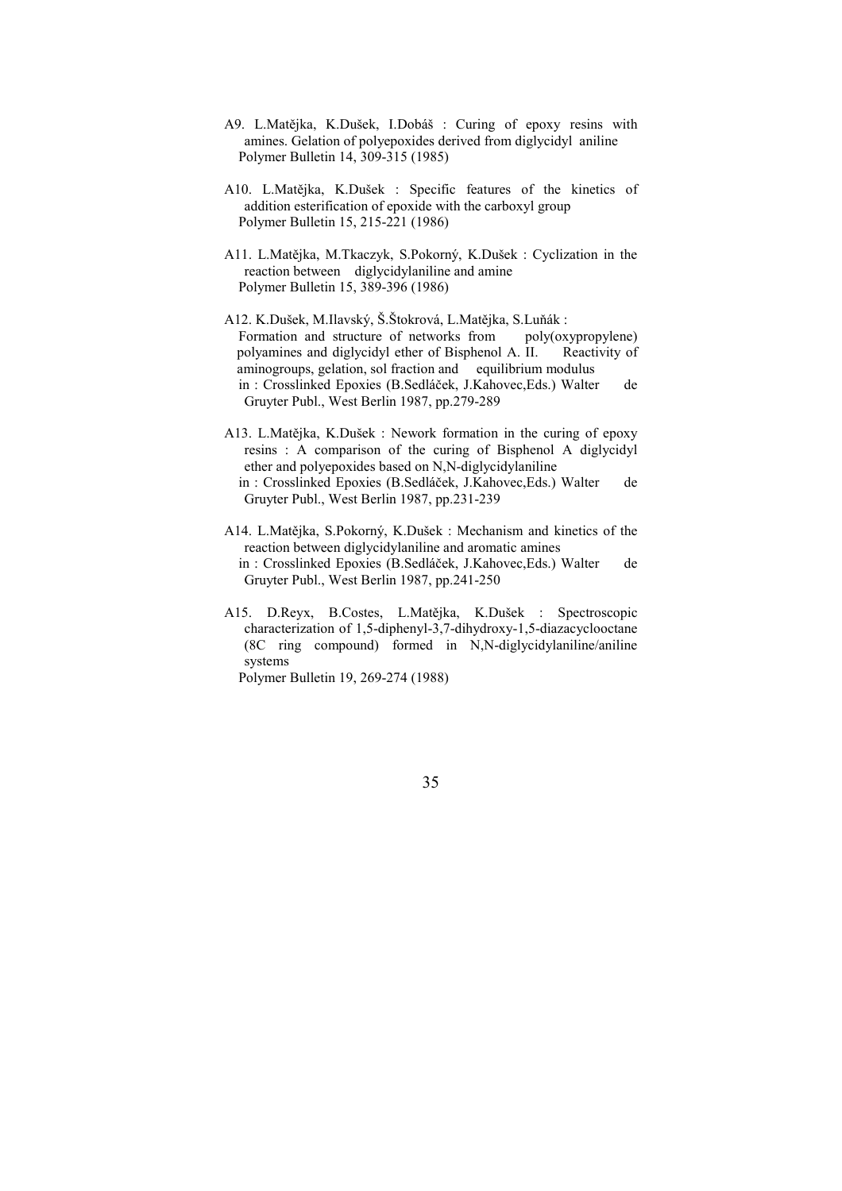A9. L.Matějka, K.Dušek, I.Dobáš : Curing of epoxy resins with amines. Gelation of polyepoxides derived from diglycidyl aniline
Polymer Bulletin 14, 309-315 (1985)

A10. L.Matějka, K.Dušek : Specific features of the kinetics of addition esterification of epoxide with the carboxyl group
Polymer Bulletin 15, 215-221 (1986)

A11. L.Matějka, M.Tkaczyk, S.Pokorný, K.Dušek : Cyclization in the reaction between diglycidylaniline and amine
Polymer Bulletin 15, 389-396 (1986)

A12. K.Dušek, M.Ilavský, Š.Štokrová, L.Matějka, S.Luňák :
Formation and structure of networks from poly(oxypropylene) polyamines and diglycidyl ether of Bisphenol A. II. Reactivity of aminogroups, gelation, sol fraction and equilibrium modulus
in : Crosslinked Epoxies (B.Sedláček, J.Kahovec,Eds.) Walter de Gruyter Publ., West Berlin 1987, pp.279-289

A13. L.Matějka, K.Dušek : Nework formation in the curing of epoxy resins : A comparison of the curing of Bisphenol A diglycidyl ether and polyepoxides based on N,N-diglycidylaniline
in : Crosslinked Epoxies (B.Sedláček, J.Kahovec,Eds.) Walter de Gruyter Publ., West Berlin 1987, pp.231-239

A14. L.Matějka, S.Pokorný, K.Dušek : Mechanism and kinetics of the reaction between diglycidylaniline and aromatic amines
in : Crosslinked Epoxies (B.Sedláček, J.Kahovec,Eds.) Walter de Gruyter Publ., West Berlin 1987, pp.241-250

A15. D.Reyx, B.Costes, L.Matějka, K.Dušek : Spectroscopic characterization of 1,5-diphenyl-3,7-dihydroxy-1,5-diazacyclooctane (8C ring compound) formed in N,N-diglycidylaniline/aniline systems
Polymer Bulletin 19, 269-274 (1988)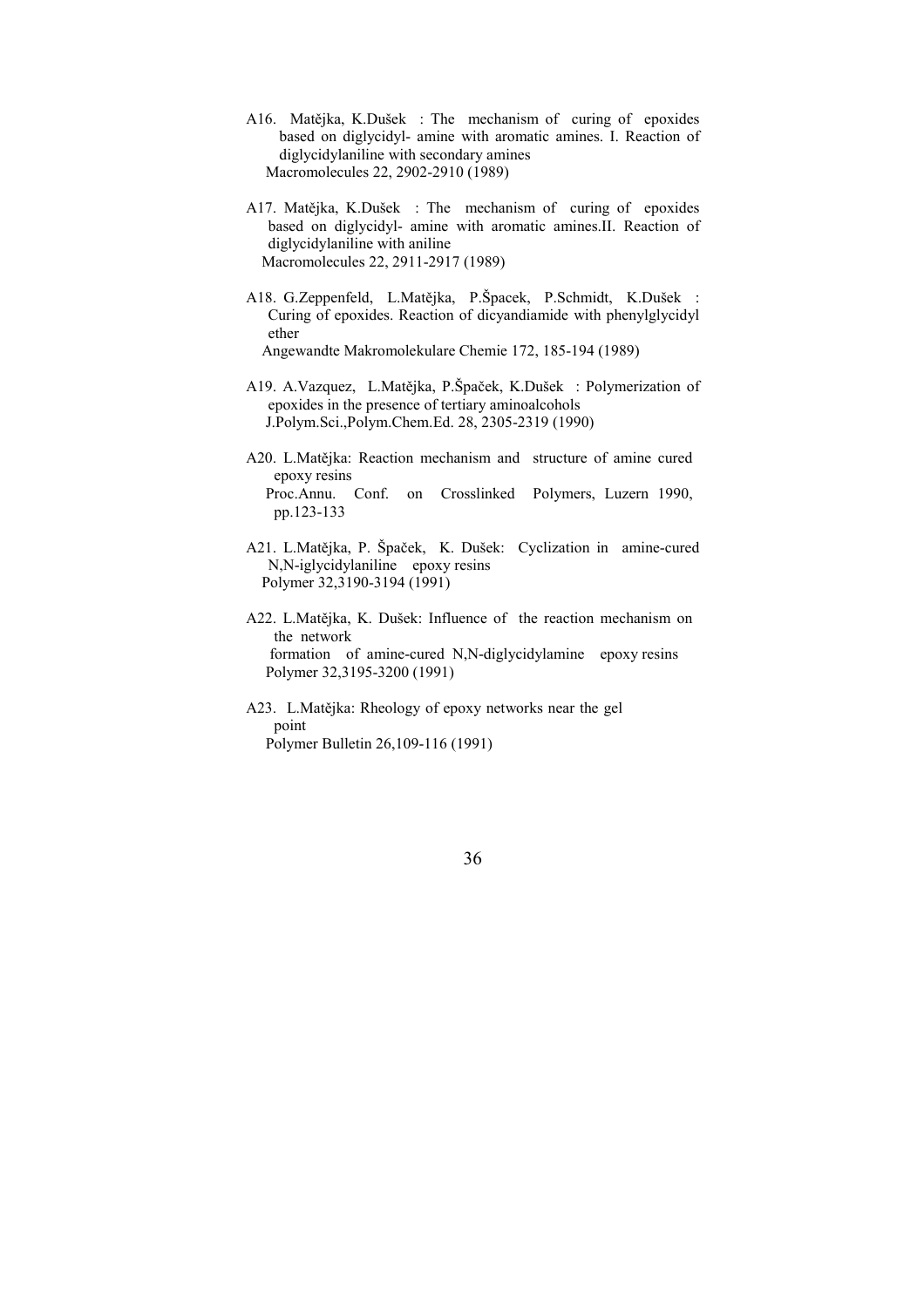A16. Matějka, K.Dušek : The mechanism of curing of epoxides based on diglycidyl- amine with aromatic amines. I. Reaction of diglycidylaniline with secondary amines
Macromolecules 22, 2902-2910 (1989)

A17. Matějka, K.Dušek : The mechanism of curing of epoxides based on diglycidyl- amine with aromatic amines.II. Reaction of diglycidylaniline with aniline
Macromolecules 22, 2911-2917 (1989)

A18. G.Zeppenfeld, L.Matějka, P.Špacek, P.Schmidt, K.Dušek : Curing of epoxides. Reaction of dicyandiamide with phenylglycidyl ether
Angewandte Makromolekulare Chemie 172, 185-194 (1989)

A19. A.Vazquez, L.Matějka, P.Špaček, K.Dušek : Polymerization of epoxides in the presence of tertiary aminoalcohols
J.Polym.Sci.,Polym.Chem.Ed. 28, 2305-2319 (1990)

A20. L.Matějka: Reaction mechanism and structure of amine cured epoxy resins
Proc.Annu. Conf. on Crosslinked Polymers, Luzern 1990, pp.123-133

A21. L.Matějka, P. Špaček, K. Dušek: Cyclization in amine-cured N,N-iglycidylaniline epoxy resins
Polymer 32,3190-3194 (1991)

A22. L.Matějka, K. Dušek: Influence of the reaction mechanism on the network formation of amine-cured N,N-diglycidylamine epoxy resins
Polymer 32,3195-3200 (1991)

A23. L.Matějka: Rheology of epoxy networks near the gel point
Polymer Bulletin 26,109-116 (1991)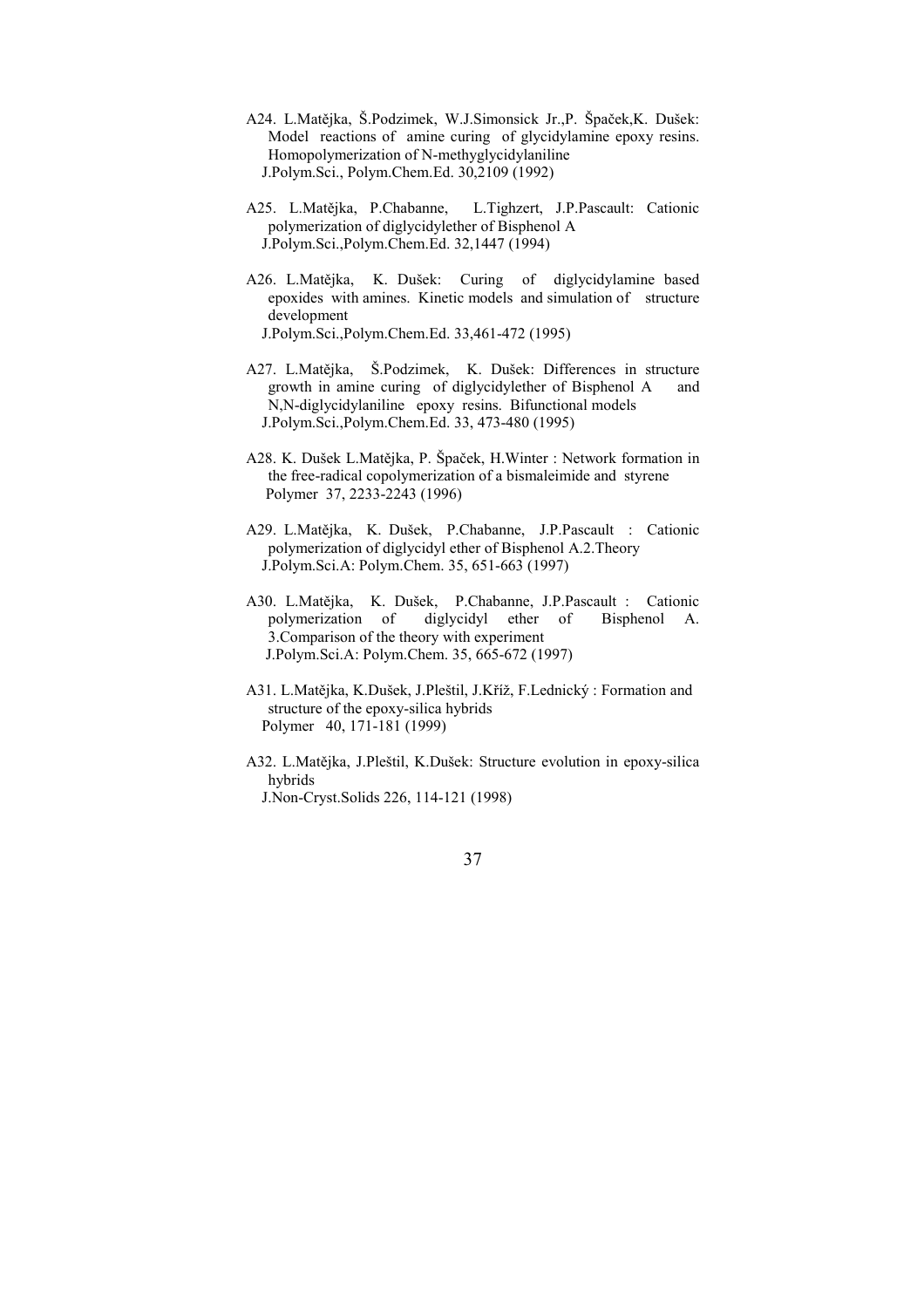A24. L.Matějka, Š.Podzimek, W.J.Simonsick Jr.,P. Špaček,K. Dušek: Model reactions of amine curing of glycidylamine epoxy resins. Homopolymerization of N-methyglycidylaniline
J.Polym.Sci., Polym.Chem.Ed. 30,2109 (1992)

A25. L.Matějka, P.Chabanne, L.Tighzert, J.P.Pascault: Cationic polymerization of diglycidylether of Bisphenol A
J.Polym.Sci.,Polym.Chem.Ed. 32,1447 (1994)

A26. L.Matějka, K. Dušek: Curing of diglycidylamine based epoxides with amines. Kinetic models and simulation of structure development
J.Polym.Sci.,Polym.Chem.Ed. 33,461-472 (1995)

A27. L.Matějka, Š.Podzimek, K. Dušek: Differences in structure growth in amine curing of diglycidylether of Bisphenol A and N,N-diglycidylaniline epoxy resins. Bifunctional models
J.Polym.Sci.,Polym.Chem.Ed. 33, 473-480 (1995)

A28. K. Dušek L.Matějka, P. Špaček, H.Winter : Network formation in the free-radical copolymerization of a bismaleimide and styrene
Polymer 37, 2233-2243 (1996)

A29. L.Matějka, K. Dušek, P.Chabanne, J.P.Pascault : Cationic polymerization of diglycidyl ether of Bisphenol A.2.Theory
J.Polym.Sci.A: Polym.Chem. 35, 651-663 (1997)

A30. L.Matějka, K. Dušek, P.Chabanne, J.P.Pascault : Cationic polymerization of diglycidyl ether of Bisphenol A. 3.Comparison of the theory with experiment
J.Polym.Sci.A: Polym.Chem. 35, 665-672 (1997)

A31. L.Matějka, K.Dušek, J.Pleštil, J.Kříž, F.Lednický : Formation and structure of the epoxy-silica hybrids
Polymer 40, 171-181 (1999)

A32. L.Matějka, J.Pleštil, K.Dušek: Structure evolution in epoxy-silica hybrids
J.Non-Cryst.Solids 226, 114-121 (1998)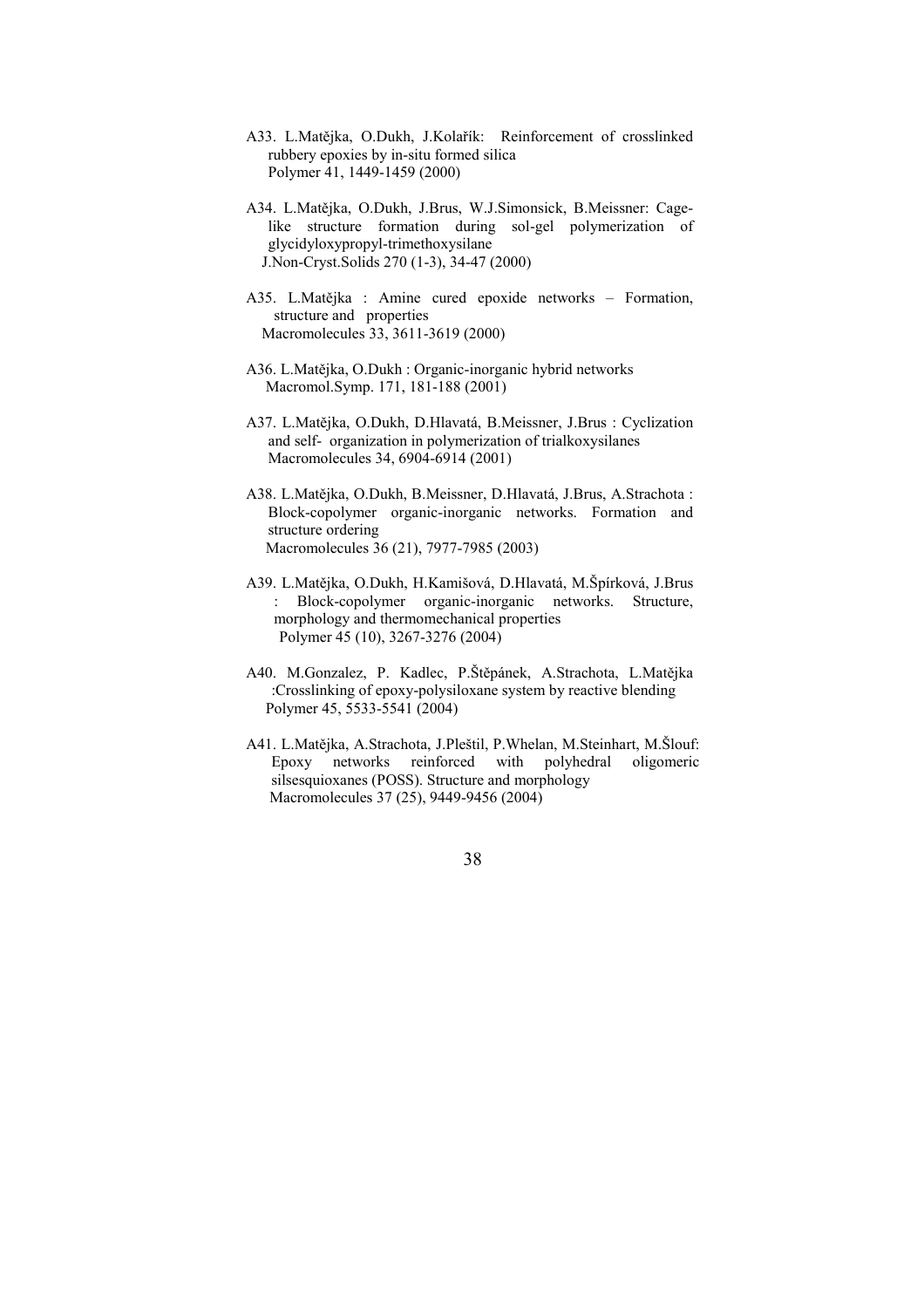A33. L.Matějka, O.Dukh, J.Kolařík: Reinforcement of crosslinked rubbery epoxies by in-situ formed silica
Polymer 41, 1449-1459 (2000)

A34. L.Matějka, O.Dukh, J.Brus, W.J.Simonsick, B.Meissner: Cage-like structure formation during sol-gel polymerization of glycidyloxypropyl-trimethoxysilane
J.Non-Cryst.Solids 270 (1-3), 34-47 (2000)

A35. L.Matějka : Amine cured epoxide networks – Formation, structure and properties
Macromolecules 33, 3611-3619 (2000)

A36. L.Matějka, O.Dukh : Organic-inorganic hybrid networks
Macromol.Symp. 171, 181-188 (2001)

A37. L.Matějka, O.Dukh, D.Hlavatá, B.Meissner, J.Brus : Cyclization and self- organization in polymerization of trialkoxysilanes
Macromolecules 34, 6904-6914 (2001)

A38. L.Matějka, O.Dukh, B.Meissner, D.Hlavatá, J.Brus, A.Strachota : Block-copolymer organic-inorganic networks. Formation and structure ordering
Macromolecules 36 (21), 7977-7985 (2003)

A39. L.Matějka, O.Dukh, H.Kamišová, D.Hlavatá, M.Špírková, J.Brus : Block-copolymer organic-inorganic networks. Structure, morphology and thermomechanical properties
Polymer 45 (10), 3267-3276 (2004)

A40. M.Gonzalez, P. Kadlec, P.Štěpánek, A.Strachota, L.Matějka :Crosslinking of epoxy-polysiloxane system by reactive blending
Polymer 45, 5533-5541 (2004)

A41. L.Matějka, A.Strachota, J.Pleštil, P.Whelan, M.Steinhart, M.Šlouf: Epoxy networks reinforced with polyhedral oligomeric silsesquioxanes (POSS). Structure and morphology
Macromolecules 37 (25), 9449-9456 (2004)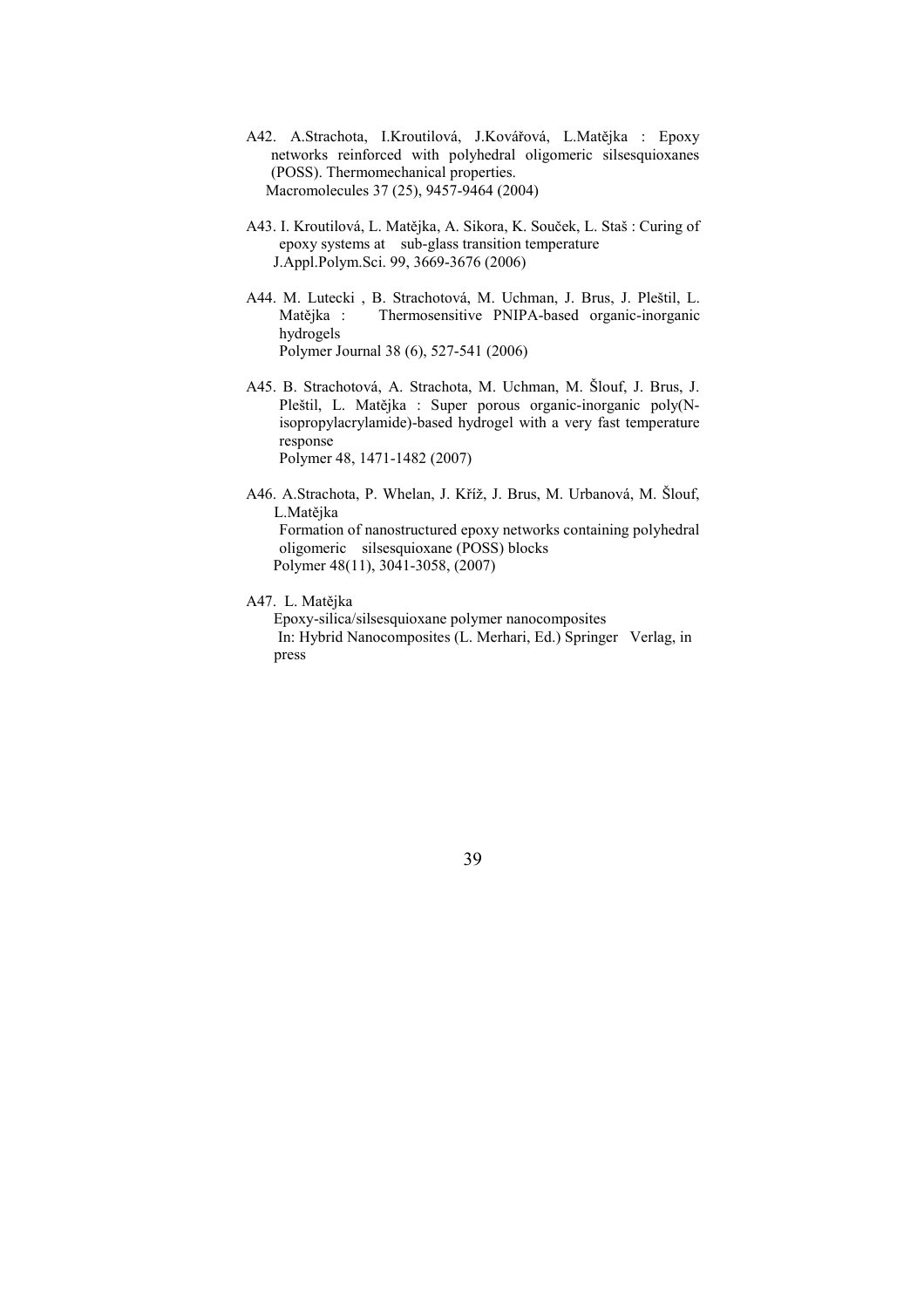A42. A.Strachota, I.Kroutilová, J.Kovářová, L.Matějka : Epoxy networks reinforced with polyhedral oligomeric silsesquioxanes (POSS). Thermomechanical properties.
Macromolecules 37 (25), 9457-9464 (2004)

A43. I. Kroutilová, L. Matějka, A. Sikora, K. Souček, L. Staš : Curing of epoxy systems at sub-glass transition temperature
J.Appl.Polym.Sci. 99, 3669-3676 (2006)

A44. M. Lutecki , B. Strachotová, M. Uchman, J. Brus, J. Pleštil, L. Matějka : Thermosensitive PNIPA-based organic-inorganic hydrogels
Polymer Journal 38 (6), 527-541 (2006)

A45. B. Strachotová, A. Strachota, M. Uchman, M. Šlouf, J. Brus, J. Pleštil, L. Matějka : Super porous organic-inorganic poly(N-isopropylacrylamide)-based hydrogel with a very fast temperature response
Polymer 48, 1471-1482 (2007)

A46. A.Strachota, P. Whelan, J. Kříž, J. Brus, M. Urbanová, M. Šlouf, L.Matějka
Formation of nanostructured epoxy networks containing polyhedral oligomeric silsesquioxane (POSS) blocks
Polymer 48(11), 3041-3058, (2007)

A47. L. Matějka
Epoxy-silica/silsesquioxane polymer nanocomposites
In: Hybrid Nanocomposites (L. Merhari, Ed.) Springer Verlag, in press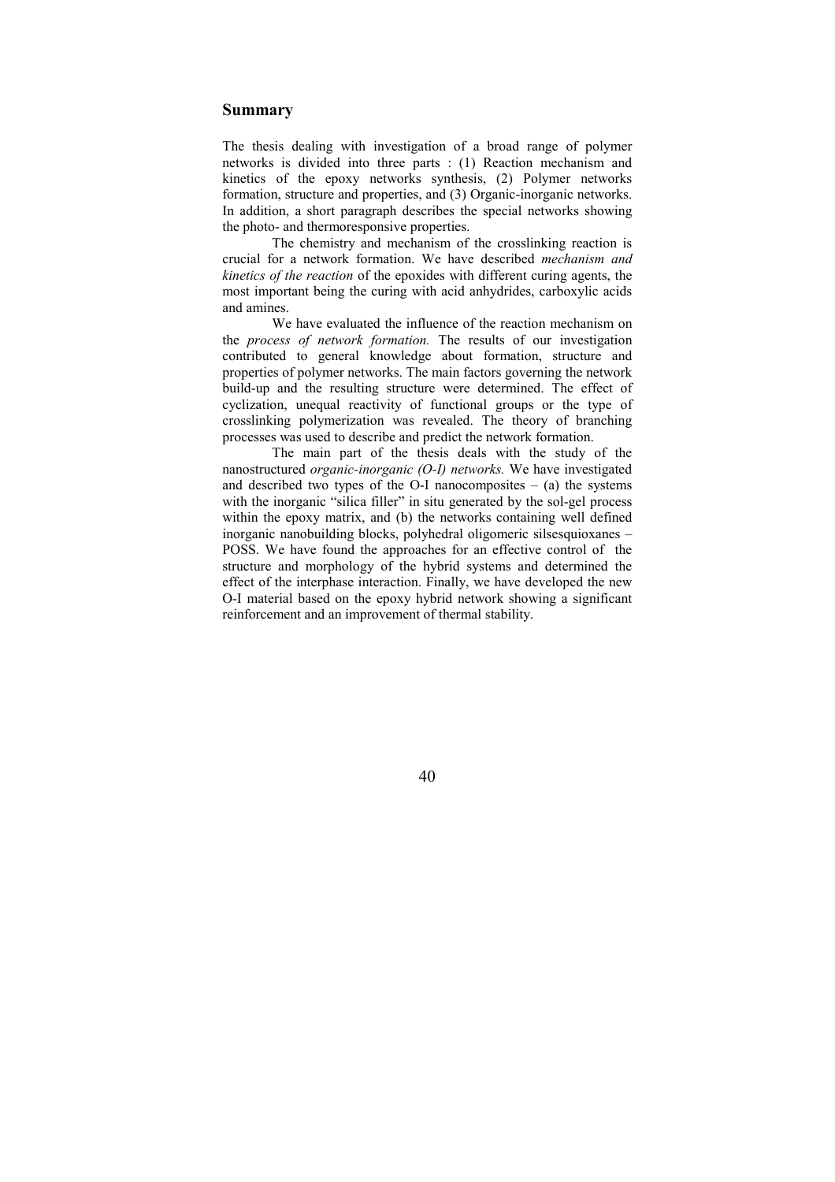## Summary

The thesis dealing with investigation of a broad range of polymer networks is divided into three parts : (1) Reaction mechanism and kinetics of the epoxy networks synthesis, (2) Polymer networks formation, structure and properties, and (3) Organic-inorganic networks. In addition, a short paragraph describes the special networks showing the photo- and thermoresponsive properties.

The chemistry and mechanism of the crosslinking reaction is crucial for a network formation. We have described *mechanism and kinetics of the reaction* of the epoxides with different curing agents, the most important being the curing with acid anhydrides, carboxylic acids and amines.

We have evaluated the influence of the reaction mechanism on the *process of network formation.* The results of our investigation contributed to general knowledge about formation, structure and properties of polymer networks. The main factors governing the network build-up and the resulting structure were determined. The effect of cyclization, unequal reactivity of functional groups or the type of crosslinking polymerization was revealed. The theory of branching processes was used to describe and predict the network formation.

The main part of the thesis deals with the study of the nanostructured *organic-inorganic (O-I) networks.* We have investigated and described two types of the O-I nanocomposites – (a) the systems with the inorganic "silica filler" in situ generated by the sol-gel process within the epoxy matrix, and (b) the networks containing well defined inorganic nanobuilding blocks, polyhedral oligomeric silsesquioxanes – POSS. We have found the approaches for an effective control of the structure and morphology of the hybrid systems and determined the effect of the interphase interaction. Finally, we have developed the new O-I material based on the epoxy hybrid network showing a significant reinforcement and an improvement of thermal stability.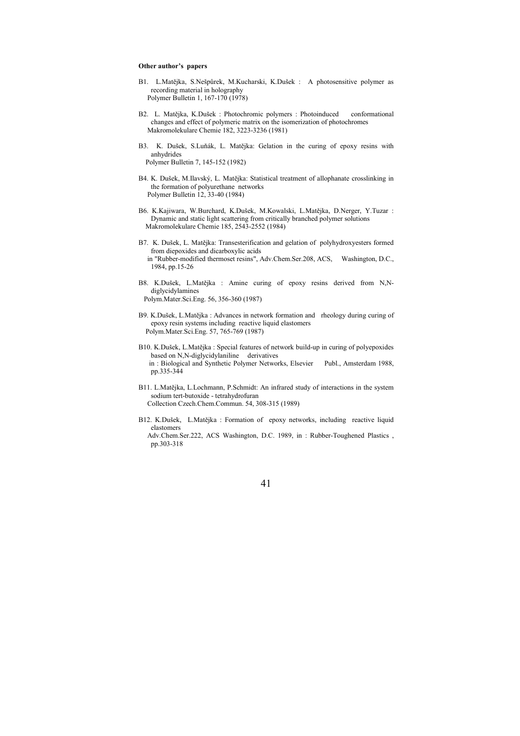**Other author's papers**

B1. L.Matějka, S.Nešpůrek, M.Kucharski, K.Dušek : A photosensitive polymer as recording material in holography
Polymer Bulletin 1, 167-170 (1978)

B2. L. Matějka, K.Dušek : Photochromic polymers : Photoinduced conformational changes and effect of polymeric matrix on the isomerization of photochromes
Makromolekulare Chemie 182, 3223-3236 (1981)

B3. K. Dušek, S.Luňák, L. Matějka: Gelation in the curing of epoxy resins with anhydrides
Polymer Bulletin 7, 145-152 (1982)

B4. K. Dušek, M.Ilavský, L. Matějka: Statistical treatment of allophanate crosslinking in the formation of polyurethane networks
Polymer Bulletin 12, 33-40 (1984)

B6. K.Kajiwara, W.Burchard, K.Dušek, M.Kowalski, L.Matějka, D.Nerger, Y.Tuzar : Dynamic and static light scattering from critically branched polymer solutions
Makromolekulare Chemie 185, 2543-2552 (1984)

B7. K. Dušek, L. Matějka: Transesterification and gelation of polyhydroxyesters formed from diepoxides and dicarboxylic acids
in "Rubber-modified thermoset resins", Adv.Chem.Ser.208, ACS, Washington, D.C., 1984, pp.15-26

B8. K.Dušek, L.Matějka : Amine curing of epoxy resins derived from N,N-diglycidylamines
Polym.Mater.Sci.Eng. 56, 356-360 (1987)

B9. K.Dušek, L.Matějka : Advances in network formation and rheology during curing of epoxy resin systems including reactive liquid elastomers
Polym.Mater.Sci.Eng. 57, 765-769 (1987)

B10. K.Dušek, L.Matějka : Special features of network build-up in curing of polyepoxides based on N,N-diglycidylaniline derivatives
in : Biological and Synthetic Polymer Networks, Elsevier Publ., Amsterdam 1988, pp.335-344

B11. L.Matějka, L.Lochmann, P.Schmidt: An infrared study of interactions in the system sodium tert-butoxide - tetrahydrofuran
Collection Czech.Chem.Commun. 54, 308-315 (1989)

B12. K.Dušek, L.Matějka : Formation of epoxy networks, including reactive liquid elastomers
Adv.Chem.Ser.222, ACS Washington, D.C. 1989, in : Rubber-Toughened Plastics , pp.303-318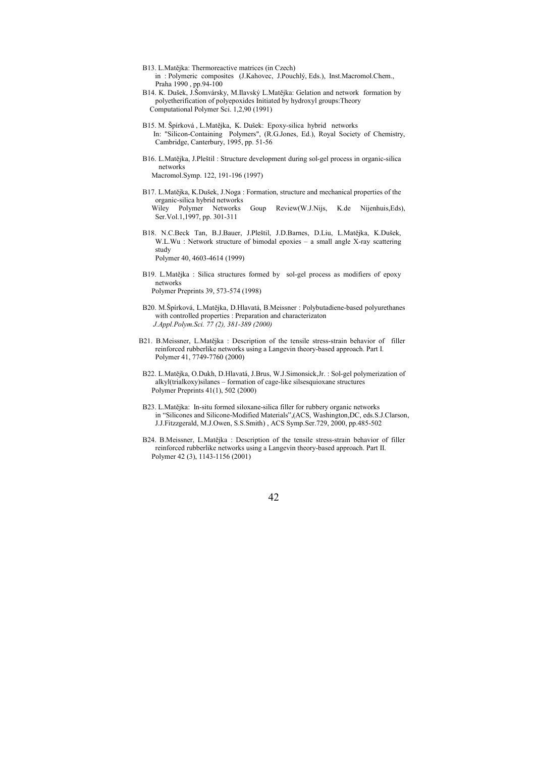B13. L.Matějka: Thermoreactive matrices (in Czech)
in : Polymeric composites (J.Kahovec, J.Pouchlý, Eds.), Inst.Macromol.Chem., Praha 1990 , pp.94-100

B14. K. Dušek, J.Šomvársky, M.Ilavský L.Matějka: Gelation and network formation by polyetherification of polyepoxides Initiated by hydroxyl groups:Theory
Computational Polymer Sci. 1,2,90 (1991)

B15. M. Špírková , L.Matějka, K. Dušek: Epoxy-silica hybrid networks
In: "Silicon-Containing Polymers", (R.G.Jones, Ed.), Royal Society of Chemistry, Cambridge, Canterbury, 1995, pp. 51-56

B16. L.Matějka, J.Pleštil : Structure development during sol-gel process in organic-silica networks
Macromol.Symp. 122, 191-196 (1997)

B17. L.Matějka, K.Dušek, J.Noga : Formation, structure and mechanical properties of the organic-silica hybrid networks
Wiley Polymer Networks Goup Review(W.J.Nijs, K.de Nijenhuis,Eds), Ser.Vol.1,1997, pp. 301-311

B18. N.C.Beck Tan, B.J.Bauer, J.Pleštil, J.D.Barnes, D.Liu, L.Matějka, K.Dušek, W.L.Wu : Network structure of bimodal epoxies – a small angle X-ray scattering study
Polymer 40, 4603-4614 (1999)

B19. L.Matějka : Silica structures formed by sol-gel process as modifiers of epoxy networks
Polymer Preprints 39, 573-574 (1998)

B20. M.Špírková, L.Matějka, D.Hlavatá, B.Meissner : Polybutadiene-based polyurethanes with controlled properties : Preparation and characterizaton
*J.Appl.Polym.Sci. 77 (2), 381-389 (2000)*

B21. B.Meissner, L.Matějka : Description of the tensile stress-strain behavior of filler reinforced rubberlike networks using a Langevin theory-based approach. Part I.
Polymer 41, 7749-7760 (2000)

B22. L.Matějka, O.Dukh, D.Hlavatá, J.Brus, W.J.Simonsick,Jr. : Sol-gel polymerization of alkyl(trialkoxy)silanes – formation of cage-like silsesquioxane structures
Polymer Preprints 41(1), 502 (2000)

B23. L.Matějka: In-situ formed siloxane-silica filler for rubbery organic networks
in "Silicones and Silicone-Modified Materials",(ACS, Washington,DC, eds.S.J.Clarson, J.J.Fitzzgerald, M.J.Owen, S.S.Smith) , ACS Symp.Ser.729, 2000, pp.485-502

B24. B.Meissner, L.Matějka : Description of the tensile stress-strain behavior of filler reinforced rubberlike networks using a Langevin theory-based approach. Part II.
Polymer 42 (3), 1143-1156 (2001)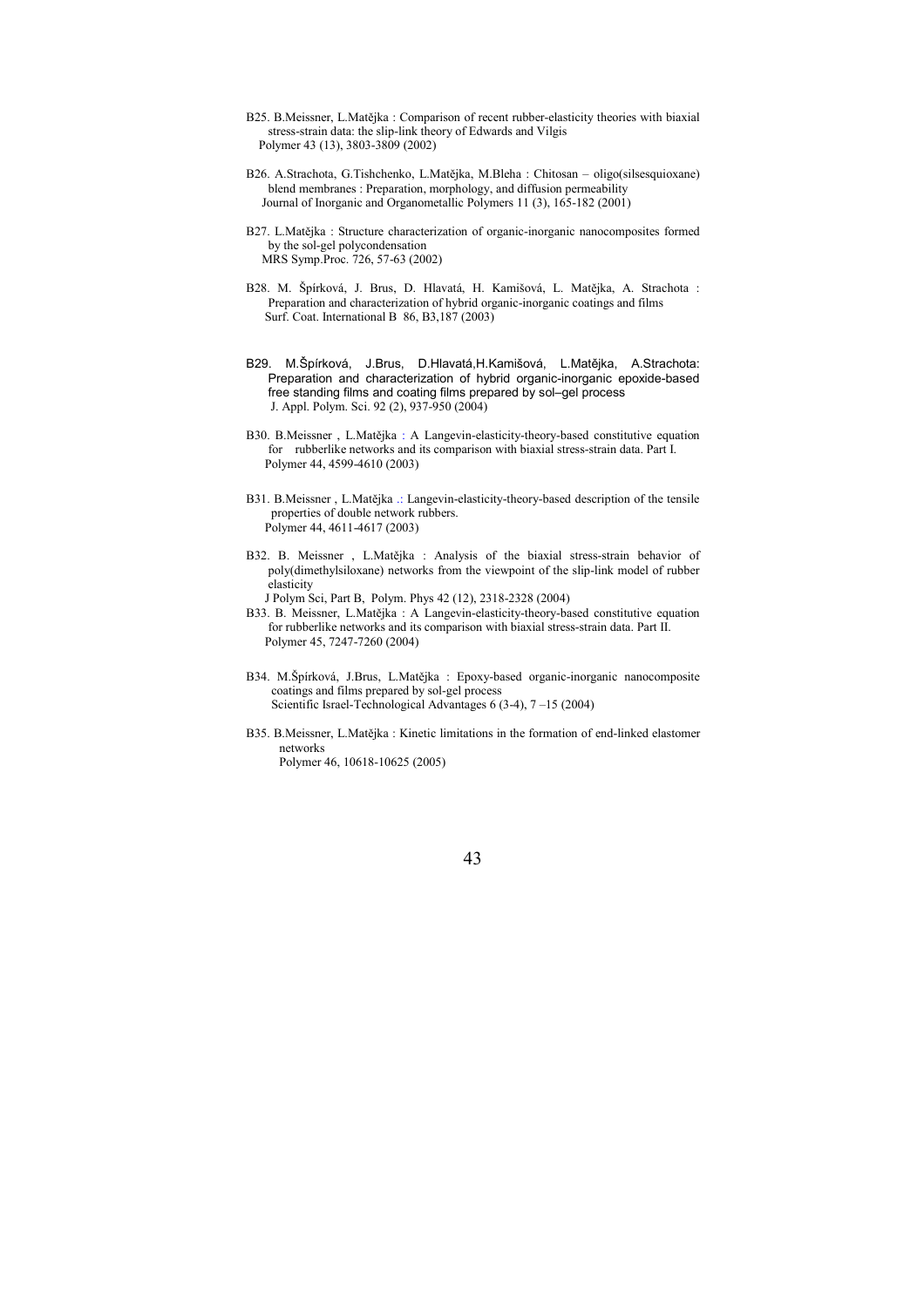B25. B.Meissner, L.Matějka : Comparison of recent rubber-elasticity theories with biaxial stress-strain data: the slip-link theory of Edwards and Vilgis
Polymer 43 (13), 3803-3809 (2002)

B26. A.Strachota, G.Tishchenko, L.Matějka, M.Bleha : Chitosan – oligo(silsesquioxane) blend membranes : Preparation, morphology, and diffusion permeability
Journal of Inorganic and Organometallic Polymers 11 (3), 165-182 (2001)

B27. L.Matějka : Structure characterization of organic-inorganic nanocomposites formed by the sol-gel polycondensation
MRS Symp.Proc. 726, 57-63 (2002)

B28. M. Špírková, J. Brus, D. Hlavatá, H. Kamišová, L. Matějka, A. Strachota : Preparation and characterization of hybrid organic-inorganic coatings and films
Surf. Coat. International B 86, B3,187 (2003)

B29. M.Špírková, J.Brus, D.Hlavatá,H.Kamišová, L.Matějka, A.Strachota: Preparation and characterization of hybrid organic-inorganic epoxide-based free standing films and coating films prepared by sol–gel process
J. Appl. Polym. Sci. 92 (2), 937-950 (2004)

B30. B.Meissner , L.Matějka : A Langevin-elasticity-theory-based constitutive equation for rubberlike networks and its comparison with biaxial stress-strain data. Part I.
Polymer 44, 4599-4610 (2003)

B31. B.Meissner , L.Matějka .: Langevin-elasticity-theory-based description of the tensile properties of double network rubbers.
Polymer 44, 4611-4617 (2003)

B32. B. Meissner , L.Matějka : Analysis of the biaxial stress-strain behavior of poly(dimethylsiloxane) networks from the viewpoint of the slip-link model of rubber elasticity
J Polym Sci, Part B, Polym. Phys 42 (12), 2318-2328 (2004)

B33. B. Meissner, L.Matějka : A Langevin-elasticity-theory-based constitutive equation for rubberlike networks and its comparison with biaxial stress-strain data. Part II.
Polymer 45, 7247-7260 (2004)

B34. M.Špírková, J.Brus, L.Matějka : Epoxy-based organic-inorganic nanocomposite coatings and films prepared by sol-gel process
Scientific Israel-Technological Advantages 6 (3-4), 7 –15 (2004)

B35. B.Meissner, L.Matějka : Kinetic limitations in the formation of end-linked elastomer networks
Polymer 46, 10618-10625 (2005)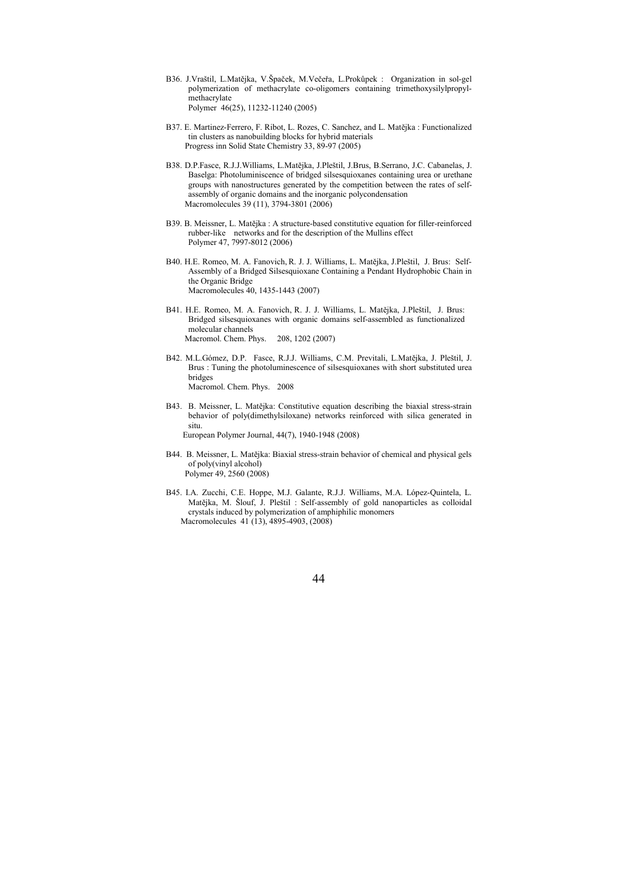B36. J.Vraštil, L.Matějka, V.Špaček, M.Večeřa, L.Prokůpek : Organization in sol-gel polymerization of methacrylate co-oligomers containing trimethoxysilylpropyl-methacrylate
Polymer 46(25), 11232-11240 (2005)

B37. E. Martinez-Ferrero, F. Ribot, L. Rozes, C. Sanchez, and L. Matějka : Functionalized tin clusters as nanobuilding blocks for hybrid materials
Progress inn Solid State Chemistry 33, 89-97 (2005)

B38. D.P.Fasce, R.J.J.Williams, L.Matějka, J.Pleštil, J.Brus, B.Serrano, J.C. Cabanelas, J. Baselga: Photoluminiscence of bridged silsesquioxanes containing urea or urethane groups with nanostructures generated by the competition between the rates of self-assembly of organic domains and the inorganic polycondensation
Macromolecules 39 (11), 3794-3801 (2006)

B39. B. Meissner, L. Matějka : A structure-based constitutive equation for filler-reinforced rubber-like networks and for the description of the Mullins effect
Polymer 47, 7997-8012 (2006)

B40. H.E. Romeo, M. A. Fanovich, R. J. J. Williams, L. Matějka, J.Pleštil, J. Brus: Self-Assembly of a Bridged Silsesquioxane Containing a Pendant Hydrophobic Chain in the Organic Bridge
Macromolecules 40, 1435-1443 (2007)

B41. H.E. Romeo, M. A. Fanovich, R. J. J. Williams, L. Matějka, J.Pleštil, J. Brus: Bridged silsesquioxanes with organic domains self-assembled as functionalized molecular channels
Macromol. Chem. Phys. 208, 1202 (2007)

B42. M.L.Gómez, D.P. Fasce, R.J.J. Williams, C.M. Previtali, L.Matějka, J. Pleštil, J. Brus : Tuning the photoluminescence of silsesquioxanes with short substituted urea bridges
Macromol. Chem. Phys. 2008

B43. B. Meissner, L. Matějka: Constitutive equation describing the biaxial stress-strain behavior of poly(dimethylsiloxane) networks reinforced with silica generated in situ.
European Polymer Journal, 44(7), 1940-1948 (2008)

B44. B. Meissner, L. Matějka: Biaxial stress-strain behavior of chemical and physical gels of poly(vinyl alcohol)
Polymer 49, 2560 (2008)

B45. I.A. Zucchi, C.E. Hoppe, M.J. Galante, R.J.J. Williams, M.A. López-Quintela, L. Matějka, M. Šlouf, J. Pleštil : Self-assembly of gold nanoparticles as colloidal crystals induced by polymerization of amphiphilic monomers
Macromolecules 41 (13), 4895-4903, (2008)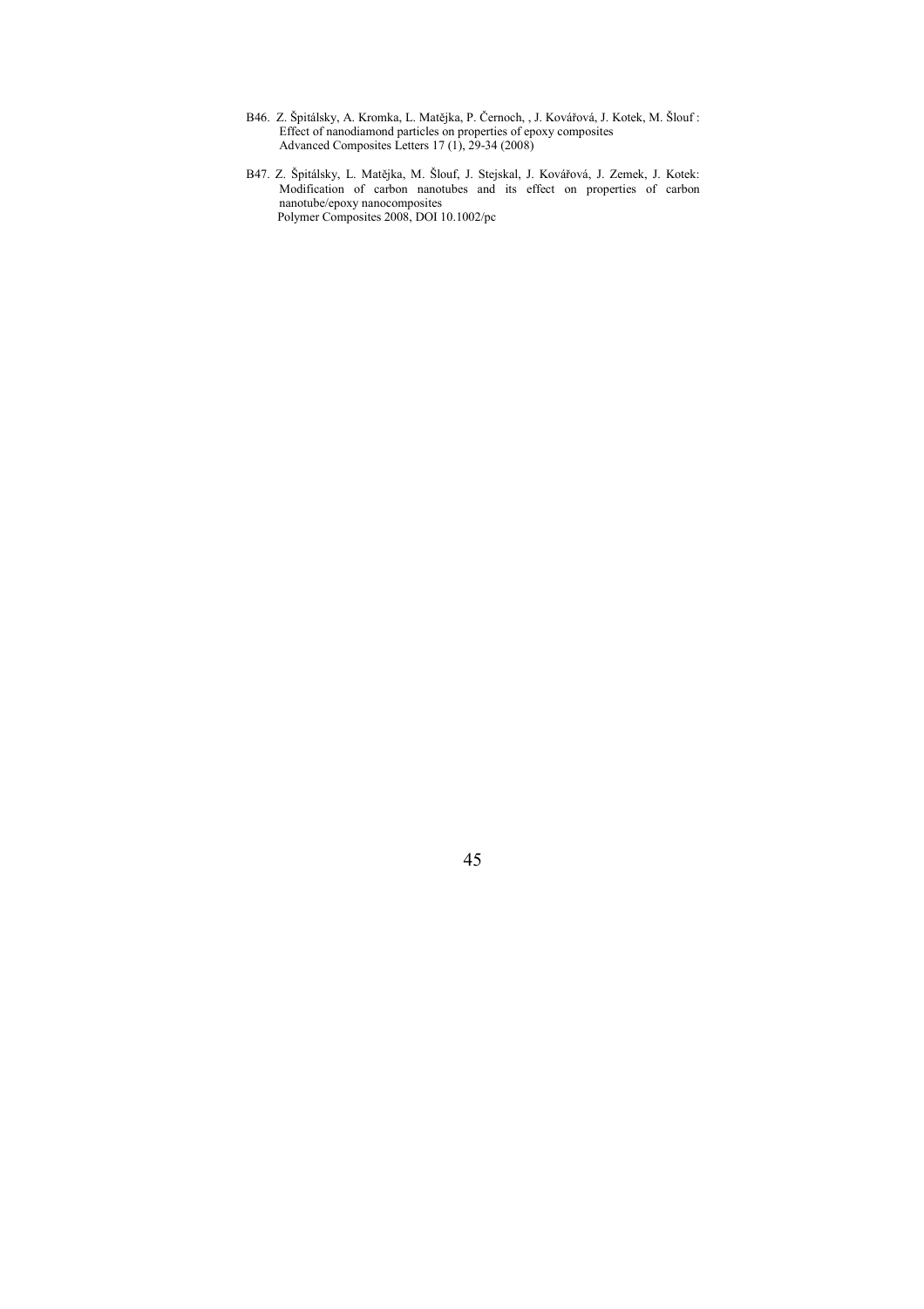B46. Z. Špitálsky, A. Kromka, L. Matějka, P. Černoch, , J. Kovářová, J. Kotek, M. Šlouf : Effect of nanodiamond particles on properties of epoxy composites Advanced Composites Letters 17 (1), 29-34 (2008)

B47. Z. Špitálsky, L. Matějka, M. Šlouf, J. Stejskal, J. Kovářová, J. Zemek, J. Kotek: Modification of carbon nanotubes and its effect on properties of carbon nanotube/epoxy nanocomposites Polymer Composites 2008, DOI 10.1002/pc